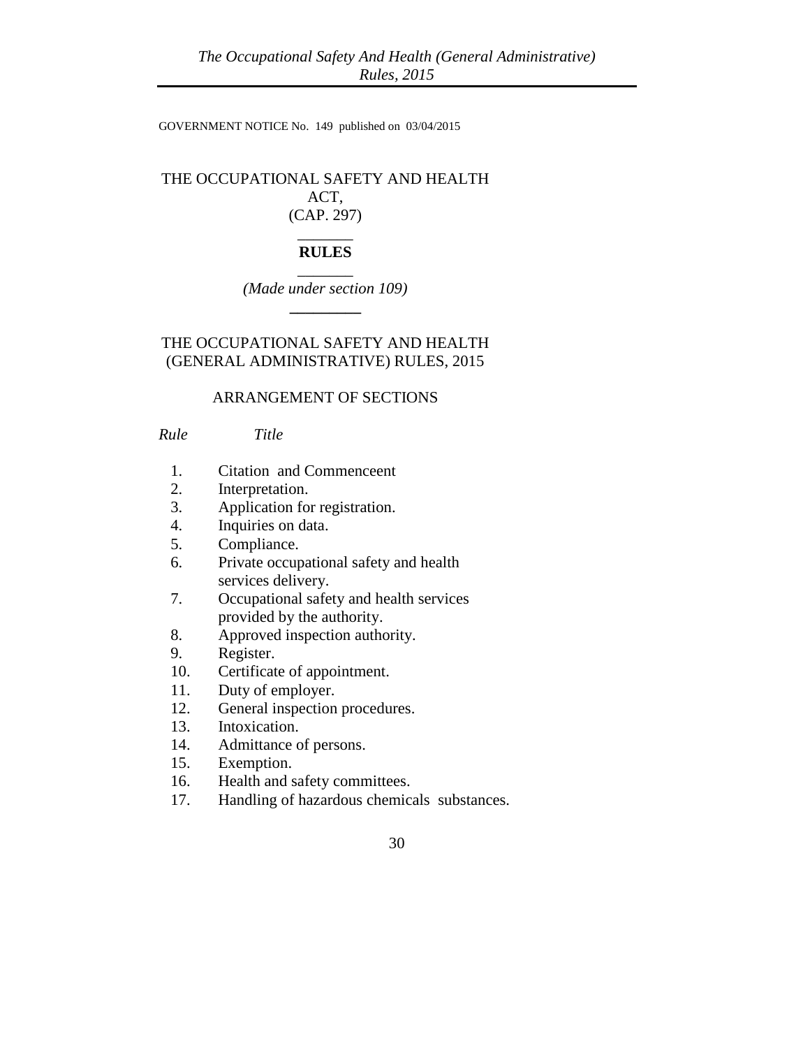GOVERNMENT NOTICE No. 149 published on 03/04/2015

# THE OCCUPATIONAL SAFETY AND HEALTH ACT, (CAP. 297)

## RULES

*(Made under section 109)*

## THE OCCUPATIONAL SAFETY AND HEALTH (GENERAL ADMINISTRATIVE) RULES, 2015

### ARRANGEMENT OF SECTIONS

*Rule* *Title*

1. Citation and Commenceent
2. Interpretation.
3. Application for registration.
4. Inquiries on data.
5. Compliance.
6. Private occupational safety and health services delivery.
7. Occupational safety and health services provided by the authority.
8. Approved inspection authority.
9. Register.
10. Certificate of appointment.
11. Duty of employer.
12. General inspection procedures.
13. Intoxication.
14. Admittance of persons.
15. Exemption.
16. Health and safety committees.
17. Handling of hazardous chemicals substances.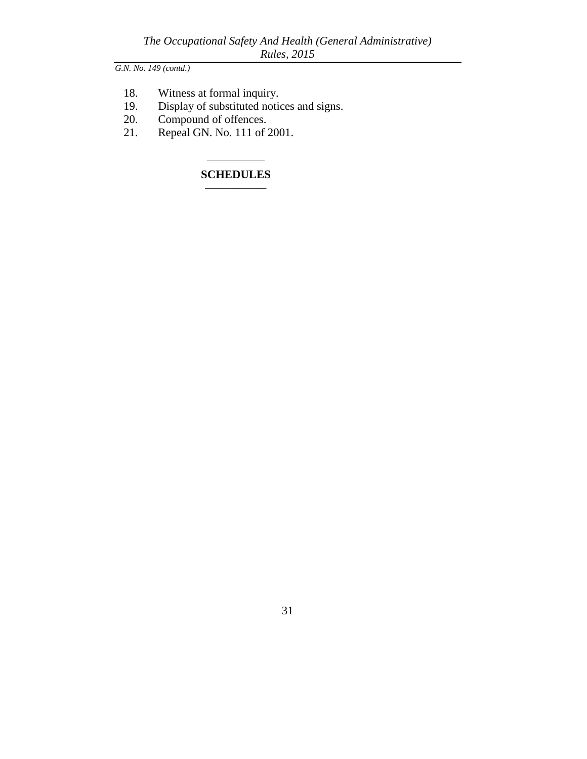18. Witness at formal inquiry.
19. Display of substituted notices and signs.
20. Compound of offences.
21. Repeal GN. No. 111 of 2001.

---

**SCHEDULES**

---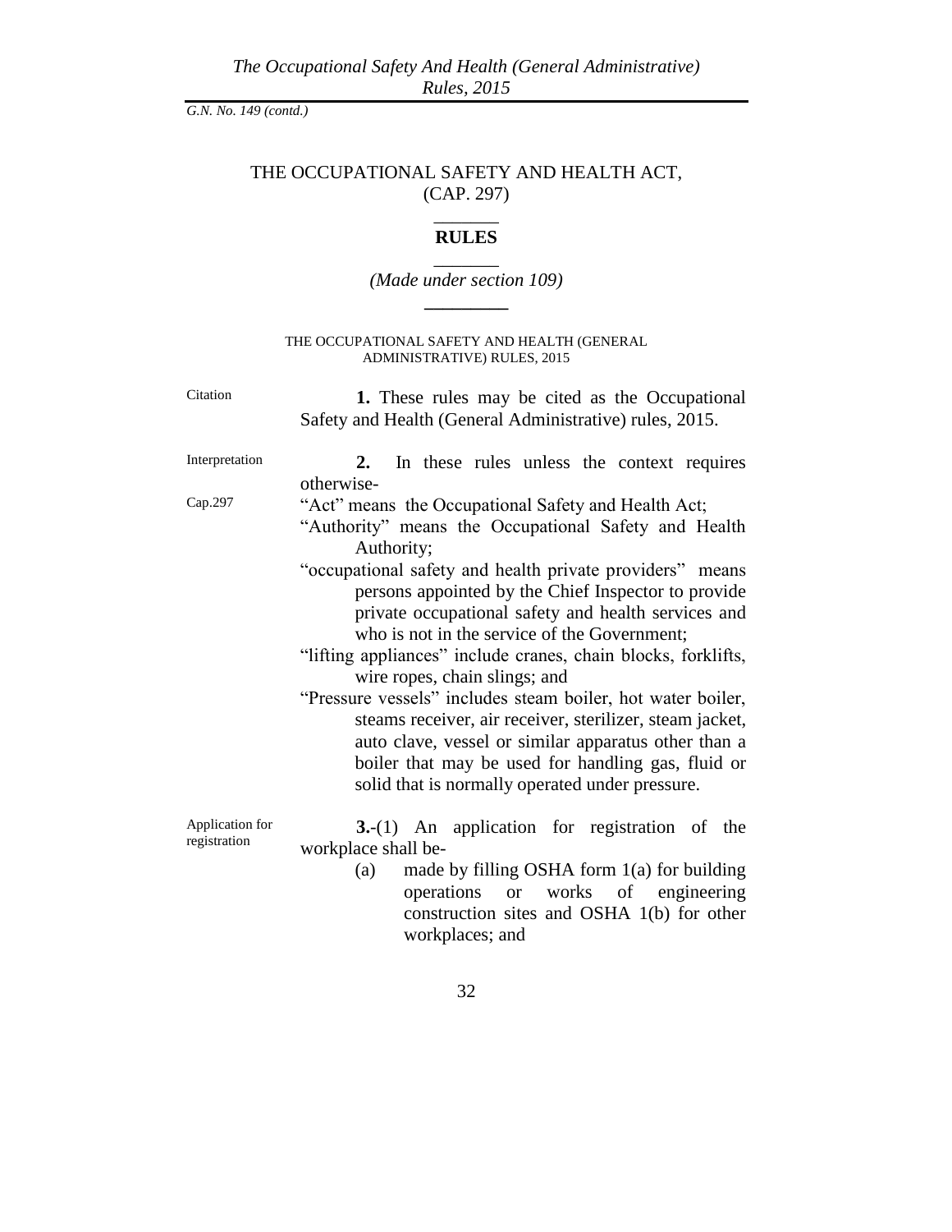G.N. No. 149 (contd.)

# THE OCCUPATIONAL SAFETY AND HEALTH ACT, (CAP. 297)

## RULES

*(Made under section 109)*

### THE OCCUPATIONAL SAFETY AND HEALTH (GENERAL ADMINISTRATIVE) RULES, 2015

Citation

**1.** These rules may be cited as the Occupational Safety and Health (General Administrative) rules, 2015.

Interpretation

**2.** In these rules unless the context requires otherwise-

Cap.297

"Act" means the Occupational Safety and Health Act;

"Authority" means the Occupational Safety and Health Authority;

"occupational safety and health private providers" means persons appointed by the Chief Inspector to provide private occupational safety and health services and who is not in the service of the Government;

"lifting appliances" include cranes, chain blocks, forklifts, wire ropes, chain slings; and

"Pressure vessels" includes steam boiler, hot water boiler, steams receiver, air receiver, sterilizer, steam jacket, auto clave, vessel or similar apparatus other than a boiler that may be used for handling gas, fluid or solid that is normally operated under pressure.

Application for registration

**3.**-(1) An application for registration of the workplace shall be-

(a) made by filling OSHA form 1(a) for building operations or works of engineering construction sites and OSHA 1(b) for other workplaces; and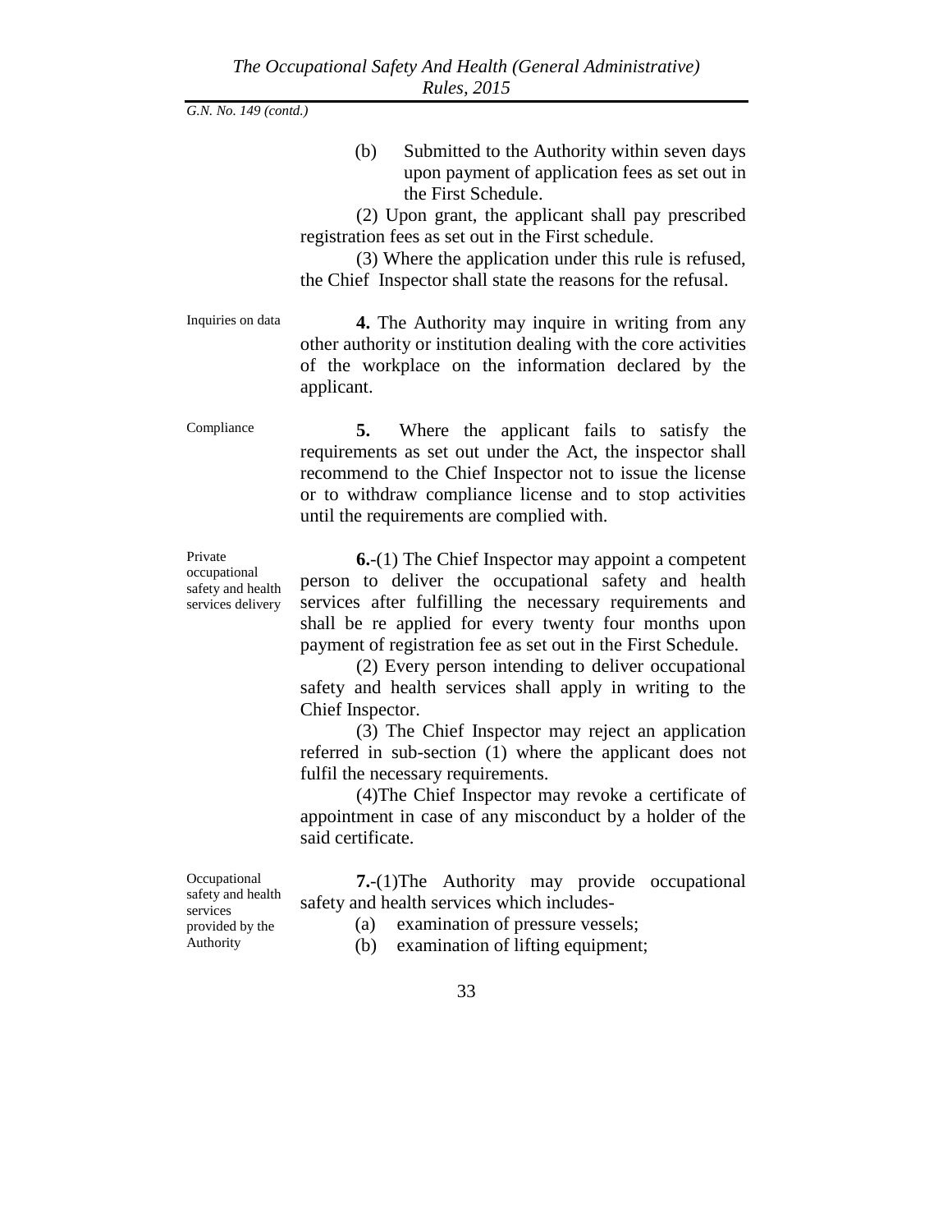(b) Submitted to the Authority within seven days upon payment of application fees as set out in the First Schedule.

(2) Upon grant, the applicant shall pay prescribed registration fees as set out in the First schedule.

(3) Where the application under this rule is refused, the Chief Inspector shall state the reasons for the refusal.

Inquiries on data

**4.** The Authority may inquire in writing from any other authority or institution dealing with the core activities of the workplace on the information declared by the applicant.

Compliance

**5.** Where the applicant fails to satisfy the requirements as set out under the Act, the inspector shall recommend to the Chief Inspector not to issue the license or to withdraw compliance license and to stop activities until the requirements are complied with.

Private occupational safety and health services delivery

**6.**-(1) The Chief Inspector may appoint a competent person to deliver the occupational safety and health services after fulfilling the necessary requirements and shall be re applied for every twenty four months upon payment of registration fee as set out in the First Schedule.

(2) Every person intending to deliver occupational safety and health services shall apply in writing to the Chief Inspector.

(3) The Chief Inspector may reject an application referred in sub-section (1) where the applicant does not fulfil the necessary requirements.

(4)The Chief Inspector may revoke a certificate of appointment in case of any misconduct by a holder of the said certificate.

Occupational safety and health services provided by the Authority

**7.**-(1)The Authority may provide occupational safety and health services which includes-

(a) examination of pressure vessels;

(b) examination of lifting equipment;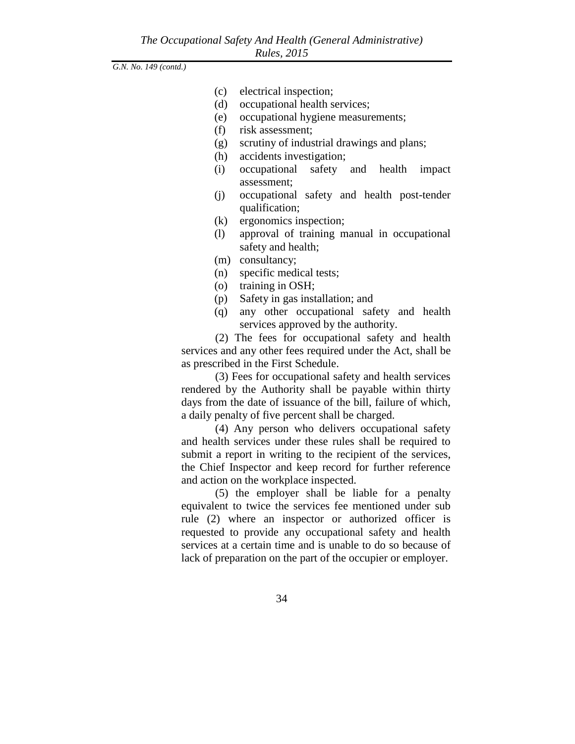(c) electrical inspection;

(d) occupational health services;

(e) occupational hygiene measurements;

(f) risk assessment;

(g) scrutiny of industrial drawings and plans;

(h) accidents investigation;

(i) occupational safety and health impact assessment;

(j) occupational safety and health post-tender qualification;

(k) ergonomics inspection;

(l) approval of training manual in occupational safety and health;

(m) consultancy;

(n) specific medical tests;

(o) training in OSH;

(p) Safety in gas installation; and

(q) any other occupational safety and health services approved by the authority.

(2) The fees for occupational safety and health services and any other fees required under the Act, shall be as prescribed in the First Schedule.

(3) Fees for occupational safety and health services rendered by the Authority shall be payable within thirty days from the date of issuance of the bill, failure of which, a daily penalty of five percent shall be charged.

(4) Any person who delivers occupational safety and health services under these rules shall be required to submit a report in writing to the recipient of the services, the Chief Inspector and keep record for further reference and action on the workplace inspected.

(5) the employer shall be liable for a penalty equivalent to twice the services fee mentioned under sub rule (2) where an inspector or authorized officer is requested to provide any occupational safety and health services at a certain time and is unable to do so because of lack of preparation on the part of the occupier or employer.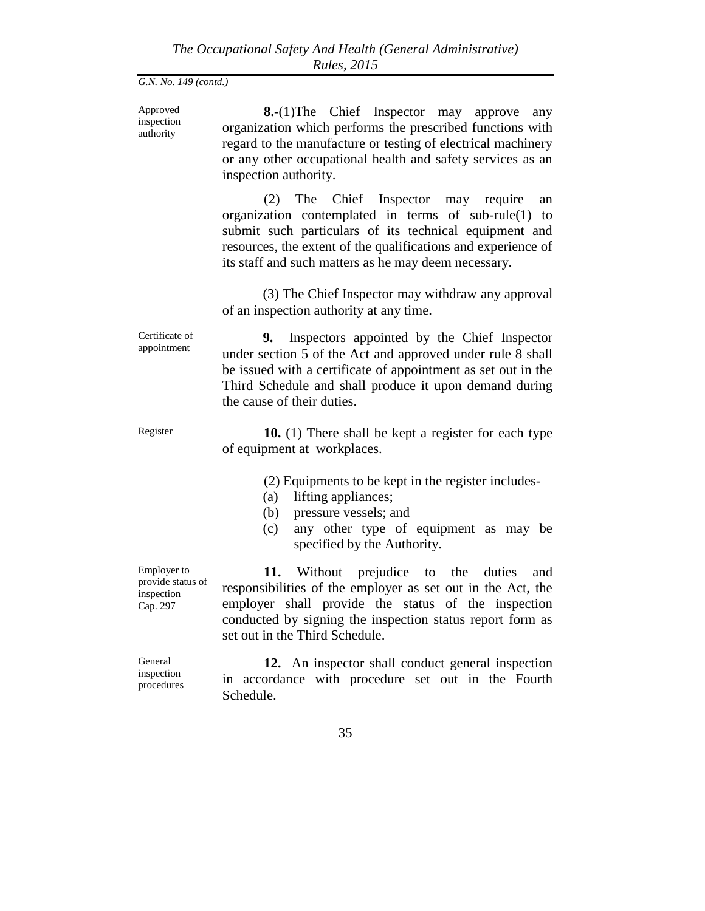*G.N. No. 149 (contd.)*

Approved inspection authority

**8.**-(1)The Chief Inspector may approve any organization which performs the prescribed functions with regard to the manufacture or testing of electrical machinery or any other occupational health and safety services as an inspection authority.

(2) The Chief Inspector may require an organization contemplated in terms of sub-rule(1) to submit such particulars of its technical equipment and resources, the extent of the qualifications and experience of its staff and such matters as he may deem necessary.

(3) The Chief Inspector may withdraw any approval of an inspection authority at any time.

Certificate of appointment

**9.** Inspectors appointed by the Chief Inspector under section 5 of the Act and approved under rule 8 shall be issued with a certificate of appointment as set out in the Third Schedule and shall produce it upon demand during the cause of their duties.

Register

**10.** (1) There shall be kept a register for each type of equipment at workplaces.

(2) Equipments to be kept in the register includes-

(a) lifting appliances;
(b) pressure vessels; and
(c) any other type of equipment as may be specified by the Authority.

Employer to provide status of inspection
Cap. 297

**11.** Without prejudice to the duties and responsibilities of the employer as set out in the Act, the employer shall provide the status of the inspection conducted by signing the inspection status report form as set out in the Third Schedule.

General inspection procedures

**12.** An inspector shall conduct general inspection in accordance with procedure set out in the Fourth Schedule.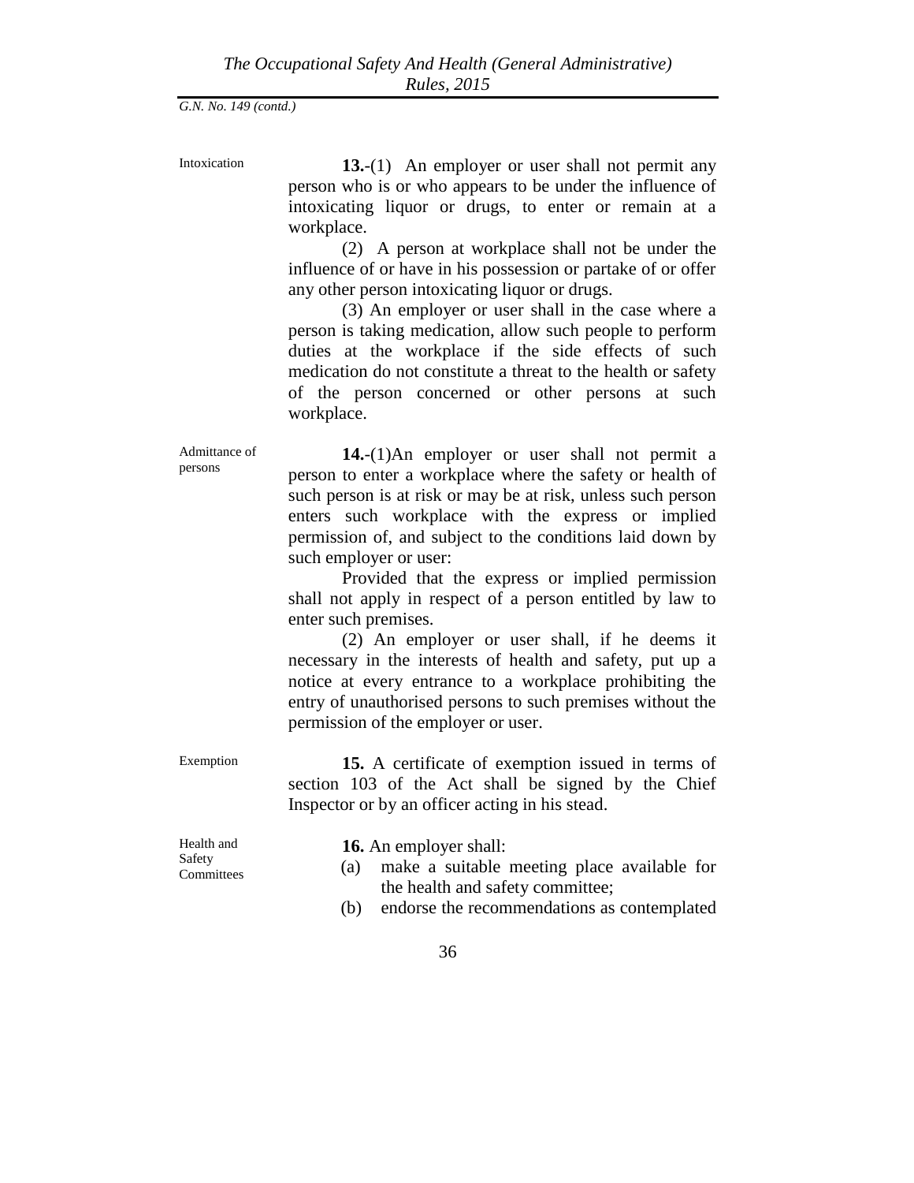*G.N. No. 149 (contd.)*

Intoxication

**13.**-(1) An employer or user shall not permit any person who is or who appears to be under the influence of intoxicating liquor or drugs, to enter or remain at a workplace.

(2) A person at workplace shall not be under the influence of or have in his possession or partake of or offer any other person intoxicating liquor or drugs.

(3) An employer or user shall in the case where a person is taking medication, allow such people to perform duties at the workplace if the side effects of such medication do not constitute a threat to the health or safety of the person concerned or other persons at such workplace.

Admittance of persons

**14.**-(1)An employer or user shall not permit a person to enter a workplace where the safety or health of such person is at risk or may be at risk, unless such person enters such workplace with the express or implied permission of, and subject to the conditions laid down by such employer or user:

Provided that the express or implied permission shall not apply in respect of a person entitled by law to enter such premises.

(2) An employer or user shall, if he deems it necessary in the interests of health and safety, put up a notice at every entrance to a workplace prohibiting the entry of unauthorised persons to such premises without the permission of the employer or user.

Exemption

**15.** A certificate of exemption issued in terms of section 103 of the Act shall be signed by the Chief Inspector or by an officer acting in his stead.

Health and Safety Committees

**16.** An employer shall:

(a) make a suitable meeting place available for the health and safety committee;

(b) endorse the recommendations as contemplated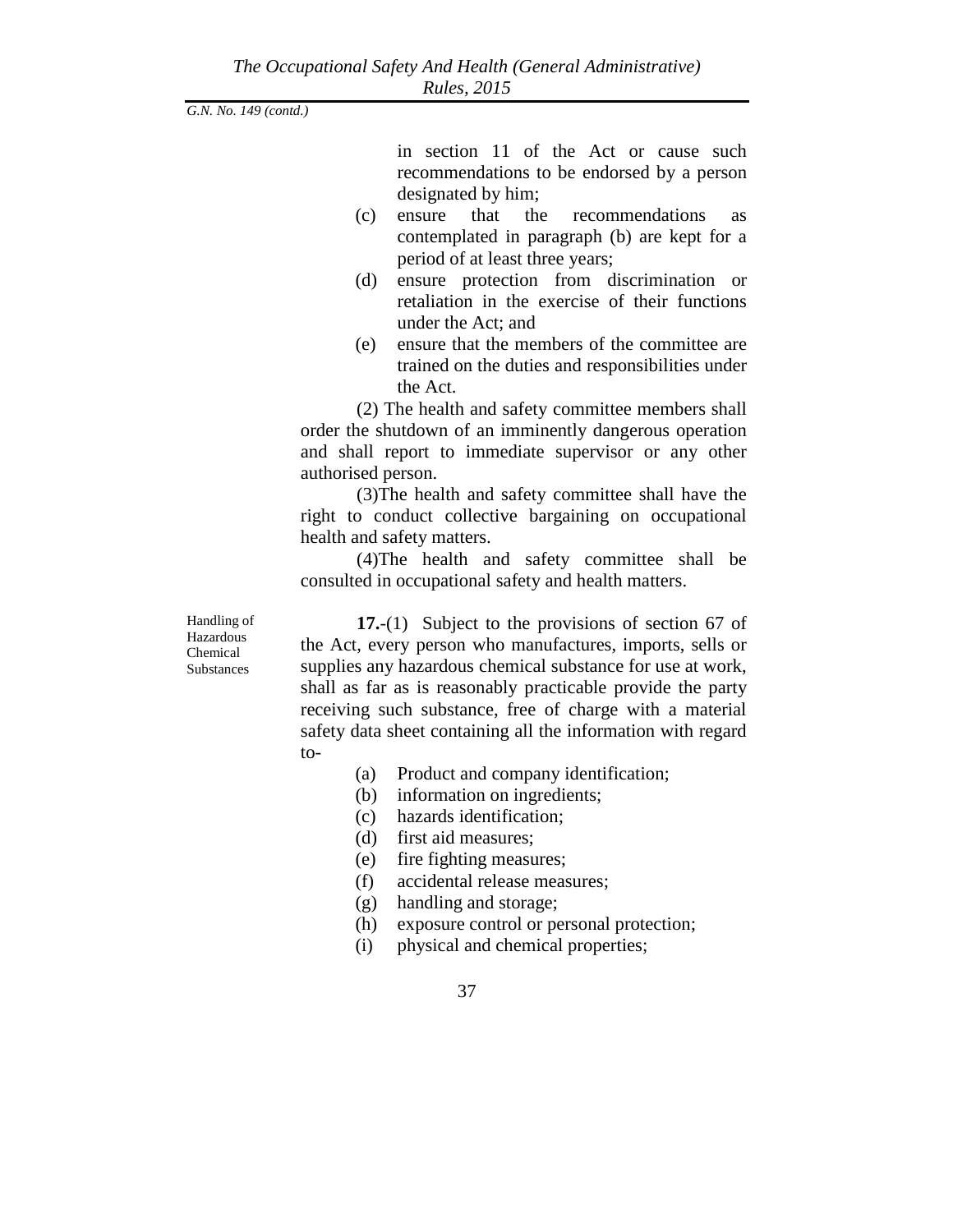in section 11 of the Act or cause such recommendations to be endorsed by a person designated by him;

(c) ensure that the recommendations as contemplated in paragraph (b) are kept for a period of at least three years;

(d) ensure protection from discrimination or retaliation in the exercise of their functions under the Act; and

(e) ensure that the members of the committee are trained on the duties and responsibilities under the Act.

(2) The health and safety committee members shall order the shutdown of an imminently dangerous operation and shall report to immediate supervisor or any other authorised person.

(3)The health and safety committee shall have the right to conduct collective bargaining on occupational health and safety matters.

(4)The health and safety committee shall be consulted in occupational safety and health matters.

Handling of Hazardous Chemical Substances

**17.**-(1) Subject to the provisions of section 67 of the Act, every person who manufactures, imports, sells or supplies any hazardous chemical substance for use at work, shall as far as is reasonably practicable provide the party receiving such substance, free of charge with a material safety data sheet containing all the information with regard to-

(a) Product and company identification;

(b) information on ingredients;

(c) hazards identification;

(d) first aid measures;

(e) fire fighting measures;

(f) accidental release measures;

(g) handling and storage;

(h) exposure control or personal protection;

(i) physical and chemical properties;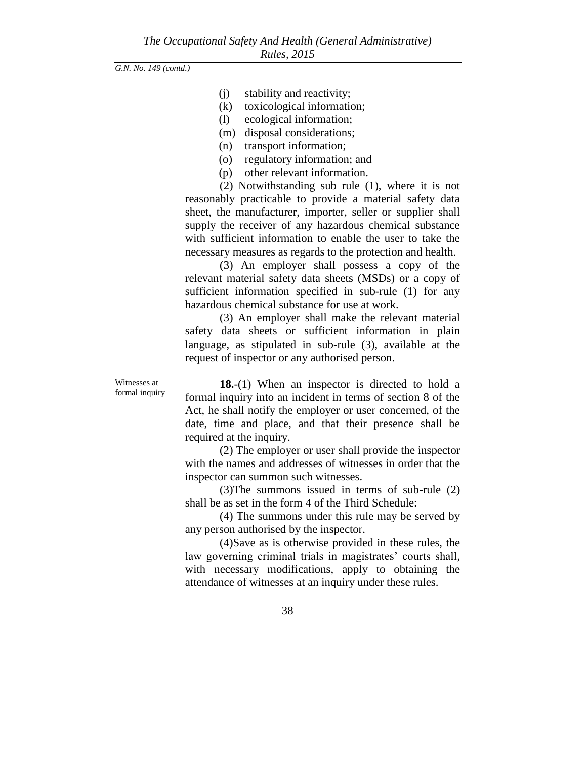(j) stability and reactivity;

(k) toxicological information;

(l) ecological information;

(m) disposal considerations;

(n) transport information;

(o) regulatory information; and

(p) other relevant information.

(2) Notwithstanding sub rule (1), where it is not reasonably practicable to provide a material safety data sheet, the manufacturer, importer, seller or supplier shall supply the receiver of any hazardous chemical substance with sufficient information to enable the user to take the necessary measures as regards to the protection and health.

(3) An employer shall possess a copy of the relevant material safety data sheets (MSDs) or a copy of sufficient information specified in sub-rule (1) for any hazardous chemical substance for use at work.

(3) An employer shall make the relevant material safety data sheets or sufficient information in plain language, as stipulated in sub-rule (3), available at the request of inspector or any authorised person.

Witnesses at formal inquiry

**18.**-(1) When an inspector is directed to hold a formal inquiry into an incident in terms of section 8 of the Act, he shall notify the employer or user concerned, of the date, time and place, and that their presence shall be required at the inquiry.

(2) The employer or user shall provide the inspector with the names and addresses of witnesses in order that the inspector can summon such witnesses.

(3)The summons issued in terms of sub-rule (2) shall be as set in the form 4 of the Third Schedule:

(4) The summons under this rule may be served by any person authorised by the inspector.

(4)Save as is otherwise provided in these rules, the law governing criminal trials in magistrates' courts shall, with necessary modifications, apply to obtaining the attendance of witnesses at an inquiry under these rules.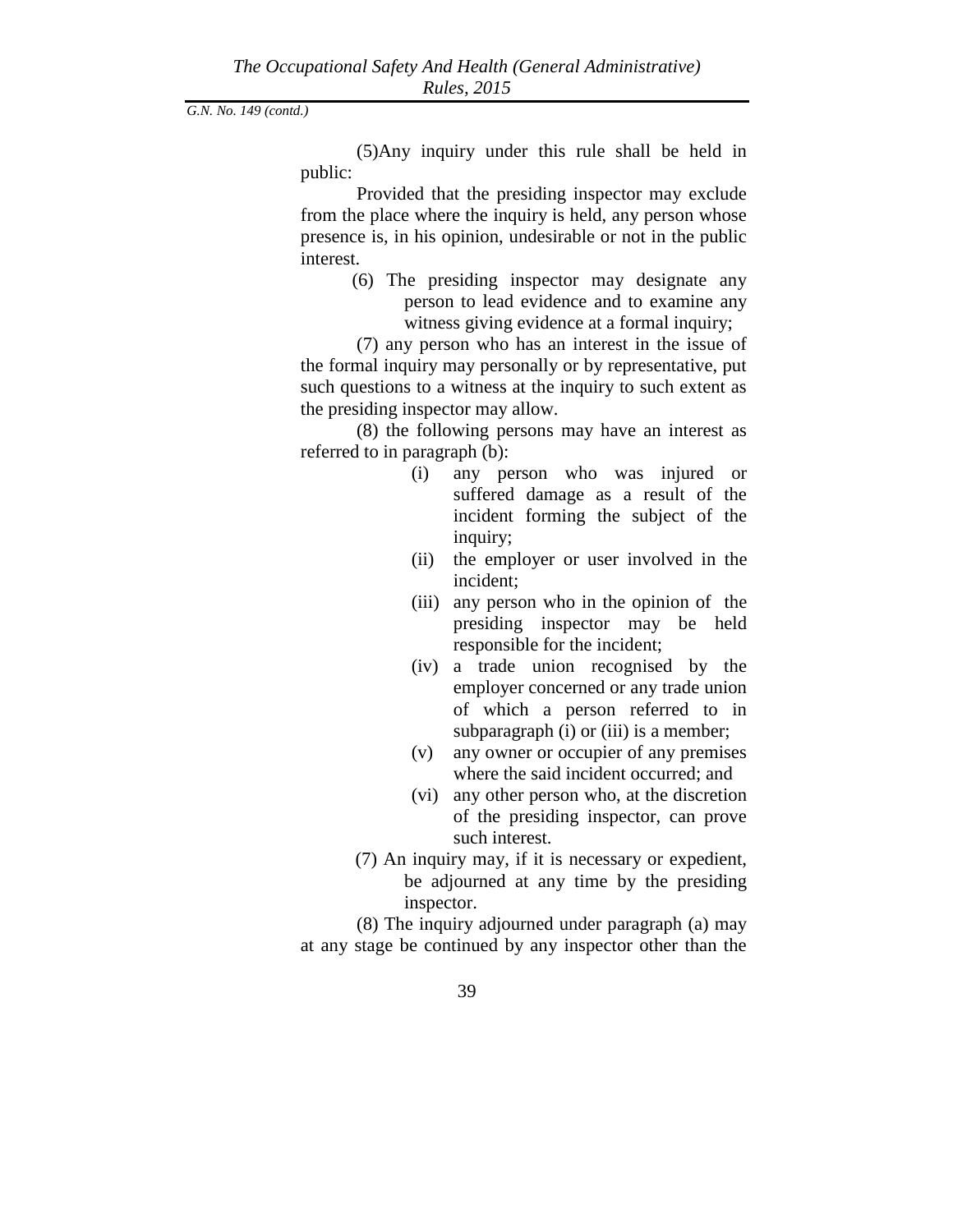*G.N. No. 149 (contd.)*

(5)Any inquiry under this rule shall be held in public:

Provided that the presiding inspector may exclude from the place where the inquiry is held, any person whose presence is, in his opinion, undesirable or not in the public interest.

(6) The presiding inspector may designate any person to lead evidence and to examine any witness giving evidence at a formal inquiry;

(7) any person who has an interest in the issue of the formal inquiry may personally or by representative, put such questions to a witness at the inquiry to such extent as the presiding inspector may allow.

(8) the following persons may have an interest as referred to in paragraph (b):

(i) any person who was injured or suffered damage as a result of the incident forming the subject of the inquiry;

(ii) the employer or user involved in the incident;

(iii) any person who in the opinion of the presiding inspector may be held responsible for the incident;

(iv) a trade union recognised by the employer concerned or any trade union of which a person referred to in subparagraph (i) or (iii) is a member;

(v) any owner or occupier of any premises where the said incident occurred; and

(vi) any other person who, at the discretion of the presiding inspector, can prove such interest.

(7) An inquiry may, if it is necessary or expedient, be adjourned at any time by the presiding inspector.

(8) The inquiry adjourned under paragraph (a) may at any stage be continued by any inspector other than the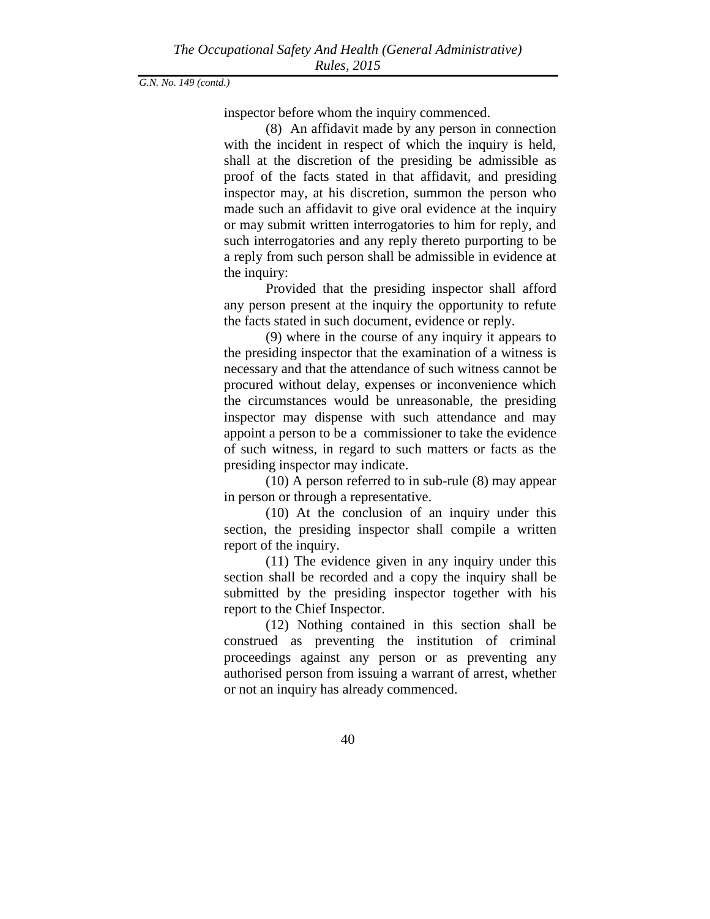inspector before whom the inquiry commenced.

(8) An affidavit made by any person in connection with the incident in respect of which the inquiry is held, shall at the discretion of the presiding be admissible as proof of the facts stated in that affidavit, and presiding inspector may, at his discretion, summon the person who made such an affidavit to give oral evidence at the inquiry or may submit written interrogatories to him for reply, and such interrogatories and any reply thereto purporting to be a reply from such person shall be admissible in evidence at the inquiry:

Provided that the presiding inspector shall afford any person present at the inquiry the opportunity to refute the facts stated in such document, evidence or reply.

(9) where in the course of any inquiry it appears to the presiding inspector that the examination of a witness is necessary and that the attendance of such witness cannot be procured without delay, expenses or inconvenience which the circumstances would be unreasonable, the presiding inspector may dispense with such attendance and may appoint a person to be a commissioner to take the evidence of such witness, in regard to such matters or facts as the presiding inspector may indicate.

(10) A person referred to in sub-rule (8) may appear in person or through a representative.

(10) At the conclusion of an inquiry under this section, the presiding inspector shall compile a written report of the inquiry.

(11) The evidence given in any inquiry under this section shall be recorded and a copy the inquiry shall be submitted by the presiding inspector together with his report to the Chief Inspector.

(12) Nothing contained in this section shall be construed as preventing the institution of criminal proceedings against any person or as preventing any authorised person from issuing a warrant of arrest, whether or not an inquiry has already commenced.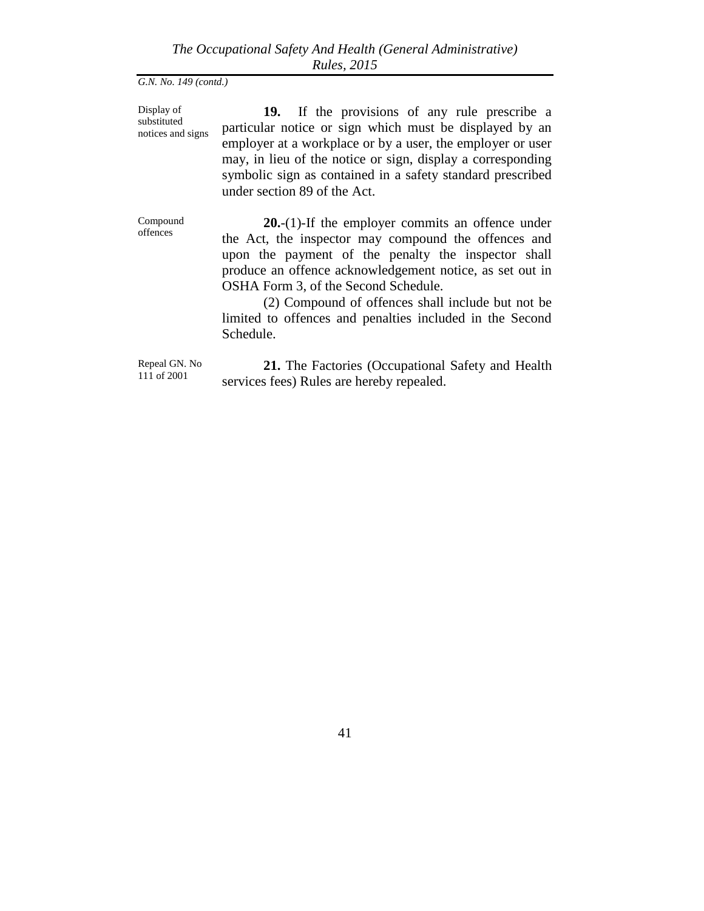*G.N. No. 149 (contd.)*

Display of substituted notices and signs

**19.** If the provisions of any rule prescribe a particular notice or sign which must be displayed by an employer at a workplace or by a user, the employer or user may, in lieu of the notice or sign, display a corresponding symbolic sign as contained in a safety standard prescribed under section 89 of the Act.

Compound offences

**20.**-(1)-If the employer commits an offence under the Act, the inspector may compound the offences and upon the payment of the penalty the inspector shall produce an offence acknowledgement notice, as set out in OSHA Form 3, of the Second Schedule.

(2) Compound of offences shall include but not be limited to offences and penalties included in the Second Schedule.

Repeal GN. No 111 of 2001

**21.** The Factories (Occupational Safety and Health services fees) Rules are hereby repealed.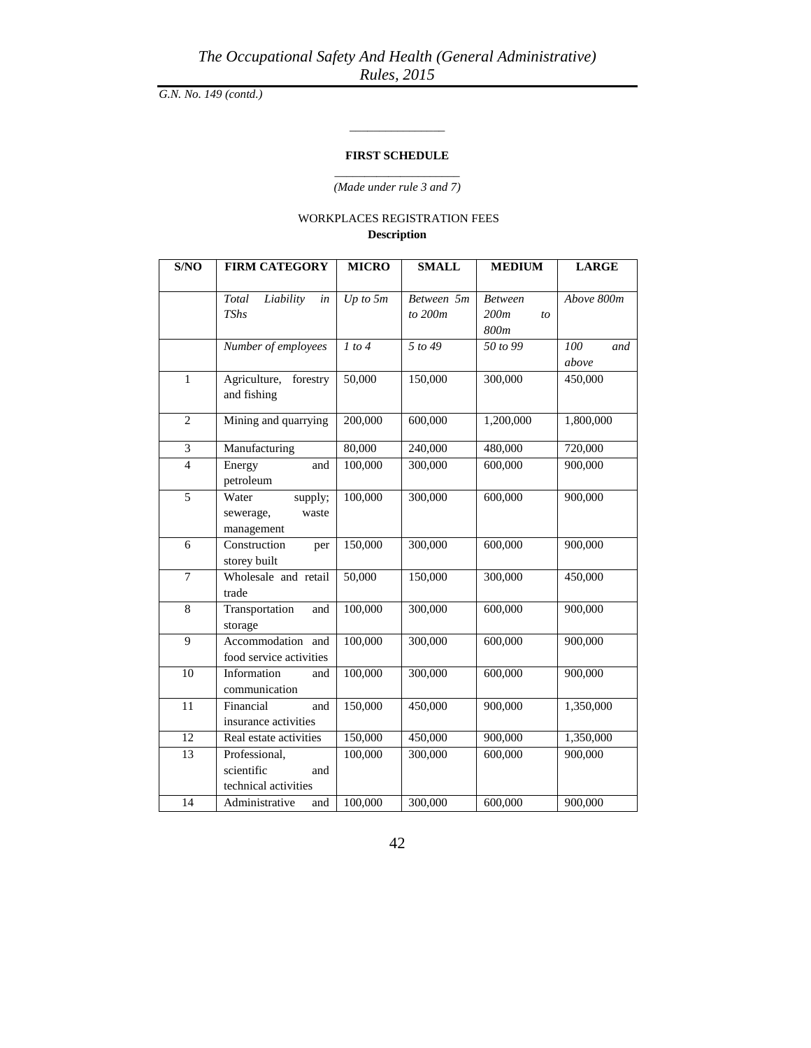G.N. No. 149 (contd.)

## FIRST SCHEDULE

*(Made under rule 3 and 7)*

WORKPLACES REGISTRATION FEES

**Description**

| S/NO | FIRM CATEGORY | MICRO | SMALL | MEDIUM | LARGE |
|---|---|---|---|---|---|
| | *Total Liability in TShs* | *Up to 5m* | *Between 5m to 200m* | *Between 200m to 800m* | *Above 800m* |
| | *Number of employees* | *1 to 4* | *5 to 49* | *50 to 99* | *100 and above* |
| 1 | Agriculture, forestry and fishing | 50,000 | 150,000 | 300,000 | 450,000 |
| 2 | Mining and quarrying | 200,000 | 600,000 | 1,200,000 | 1,800,000 |
| 3 | Manufacturing | 80,000 | 240,000 | 480,000 | 720,000 |
| 4 | Energy and petroleum | 100,000 | 300,000 | 600,000 | 900,000 |
| 5 | Water supply; sewerage, waste management | 100,000 | 300,000 | 600,000 | 900,000 |
| 6 | Construction per storey built | 150,000 | 300,000 | 600,000 | 900,000 |
| 7 | Wholesale and retail trade | 50,000 | 150,000 | 300,000 | 450,000 |
| 8 | Transportation and storage | 100,000 | 300,000 | 600,000 | 900,000 |
| 9 | Accommodation and food service activities | 100,000 | 300,000 | 600,000 | 900,000 |
| 10 | Information and communication | 100,000 | 300,000 | 600,000 | 900,000 |
| 11 | Financial and insurance activities | 150,000 | 450,000 | 900,000 | 1,350,000 |
| 12 | Real estate activities | 150,000 | 450,000 | 900,000 | 1,350,000 |
| 13 | Professional, scientific and technical activities | 100,000 | 300,000 | 600,000 | 900,000 |
| 14 | Administrative and | 100,000 | 300,000 | 600,000 | 900,000 |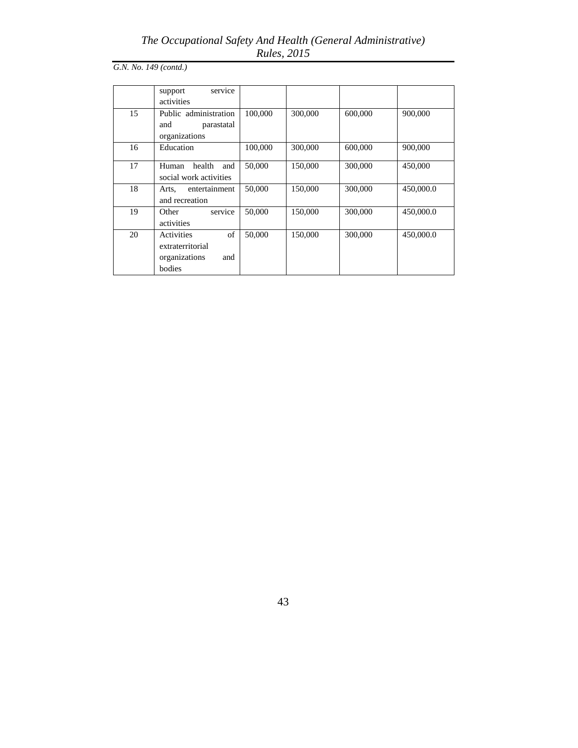*G.N. No. 149 (contd.)*

| | | | | | |
|---|---|---|---|---|---|
| | support service activities | | | | |
| 15 | Public administration and parastatal organizations | 100,000 | 300,000 | 600,000 | 900,000 |
| 16 | Education | 100,000 | 300,000 | 600,000 | 900,000 |
| 17 | Human health and social work activities | 50,000 | 150,000 | 300,000 | 450,000 |
| 18 | Arts, entertainment and recreation | 50,000 | 150,000 | 300,000 | 450,000.0 |
| 19 | Other service activities | 50,000 | 150,000 | 300,000 | 450,000.0 |
| 20 | Activities of extraterritorial organizations and bodies | 50,000 | 150,000 | 300,000 | 450,000.0 |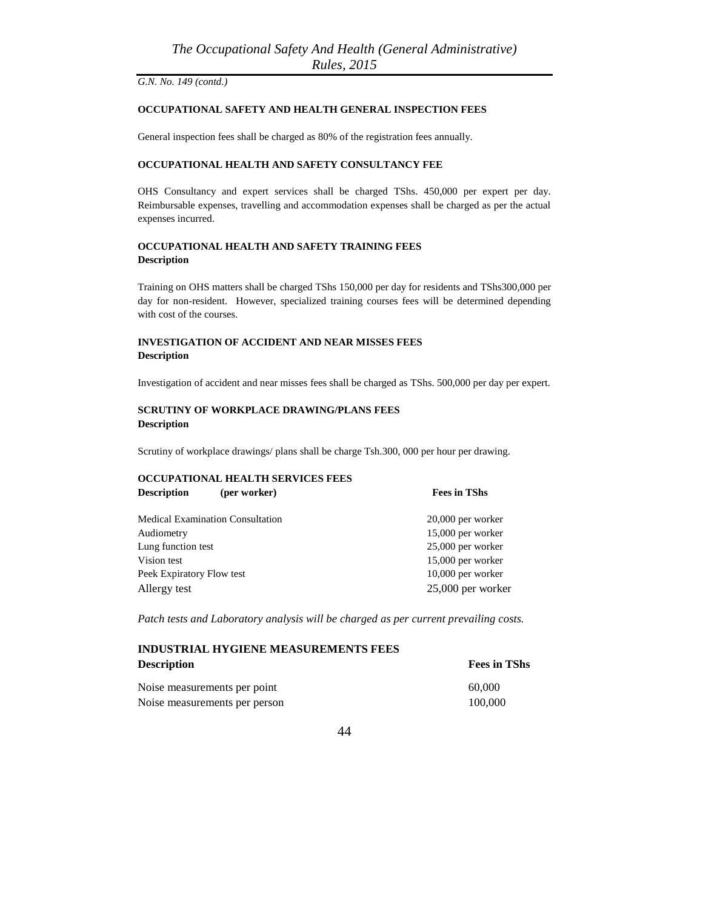G.N. No. 149 (contd.)

### OCCUPATIONAL SAFETY AND HEALTH GENERAL INSPECTION FEES

General inspection fees shall be charged as 80% of the registration fees annually.

### OCCUPATIONAL HEALTH AND SAFETY CONSULTANCY FEE

OHS Consultancy and expert services shall be charged TShs. 450,000 per expert per day. Reimbursable expenses, travelling and accommodation expenses shall be charged as per the actual expenses incurred.

### OCCUPATIONAL HEALTH AND SAFETY TRAINING FEES

**Description**

Training on OHS matters shall be charged TShs 150,000 per day for residents and TShs300,000 per day for non-resident. However, specialized training courses fees will be determined depending with cost of the courses.

### INVESTIGATION OF ACCIDENT AND NEAR MISSES FEES

**Description**

Investigation of accident and near misses fees shall be charged as TShs. 500,000 per day per expert.

### SCRUTINY OF WORKPLACE DRAWING/PLANS FEES

**Description**

Scrutiny of workplace drawings/ plans shall be charge Tsh.300, 000 per hour per drawing.

### OCCUPATIONAL HEALTH SERVICES FEES

| Description (per worker) | Fees in TShs |
|---|---|
| Medical Examination Consultation | 20,000 per worker |
| Audiometry | 15,000 per worker |
| Lung function test | 25,000 per worker |
| Vision test | 15,000 per worker |
| Peek Expiratory Flow test | 10,000 per worker |
| Allergy test | 25,000 per worker |

*Patch tests and Laboratory analysis will be charged as per current prevailing costs.*

### INDUSTRIAL HYGIENE MEASUREMENTS FEES

| Description | Fees in TShs |
|---|---|
| Noise measurements per point | 60,000 |
| Noise measurements per person | 100,000 |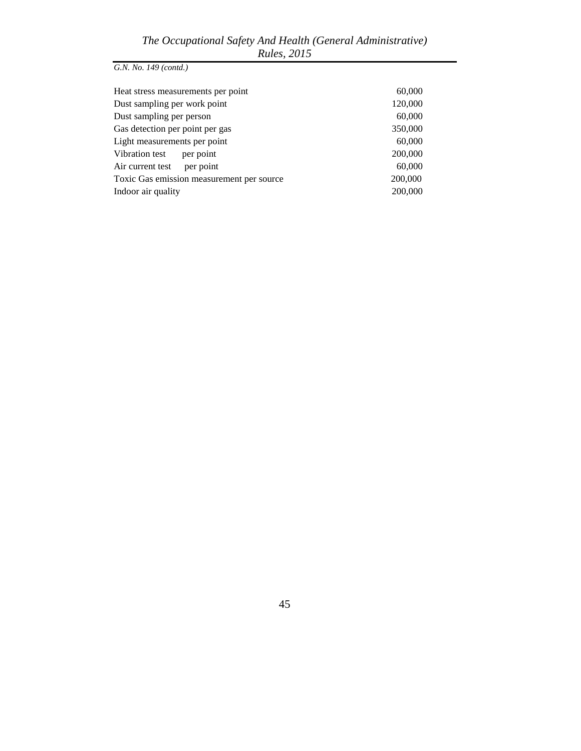*G.N. No. 149 (contd.)*

| | |
|---|---|
| Heat stress measurements per point | 60,000 |
| Dust sampling per work point | 120,000 |
| Dust sampling per person | 60,000 |
| Gas detection per point per gas | 350,000 |
| Light measurements per point | 60,000 |
| Vibration test per point | 200,000 |
| Air current test per point | 60,000 |
| Toxic Gas emission measurement per source | 200,000 |
| Indoor air quality | 200,000 |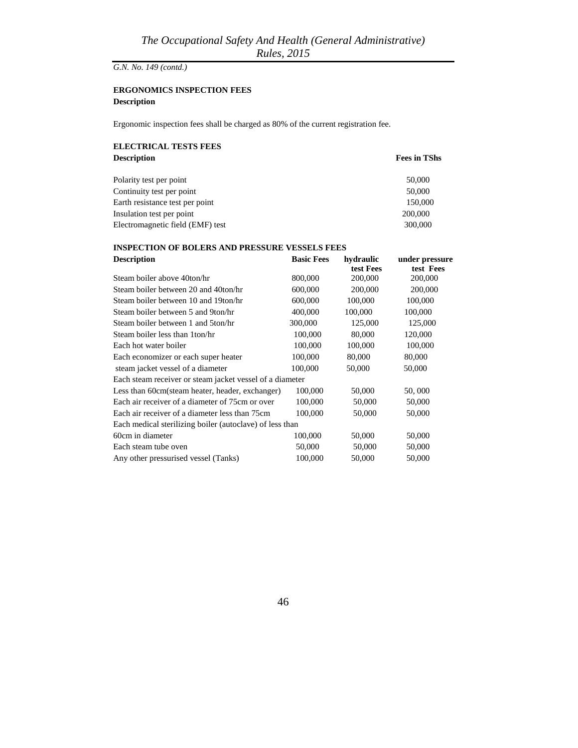*G.N. No. 149 (contd.)*

**ERGONOMICS INSPECTION FEES**

**Description**

Ergonomic inspection fees shall be charged as 80% of the current registration fee.

**ELECTRICAL TESTS FEES**

| **Description** | **Fees in TShs** |
|---|---|
| Polarity test per point | 50,000 |
| Continuity test per point | 50,000 |
| Earth resistance test per point | 150,000 |
| Insulation test per point | 200,000 |
| Electromagnetic field (EMF) test | 300,000 |

**INSPECTION OF BOLERS AND PRESSURE VESSELS FEES**

| **Description** | **Basic Fees** | **hydraulic test Fees** | **under pressure test Fees** |
|---|---|---|---|
| Steam boiler above 40ton/hr | 800,000 | 200,000 | 200,000 |
| Steam boiler between 20 and 40ton/hr | 600,000 | 200,000 | 200,000 |
| Steam boiler between 10 and 19ton/hr | 600,000 | 100,000 | 100,000 |
| Steam boiler between 5 and 9ton/hr | 400,000 | 100,000 | 100,000 |
| Steam boiler between 1 and 5ton/hr | 300,000 | 125,000 | 125,000 |
| Steam boiler less than 1ton/hr | 100,000 | 80,000 | 120,000 |
| Each hot water boiler | 100,000 | 100,000 | 100,000 |
| Each economizer or each super heater | 100,000 | 80,000 | 80,000 |
| steam jacket vessel of a diameter | 100,000 | 50,000 | 50,000 |
| Each steam receiver or steam jacket vessel of a diameter | | | |
| Less than 60cm(steam heater, header, exchanger) | 100,000 | 50,000 | 50, 000 |
| Each air receiver of a diameter of 75cm or over | 100,000 | 50,000 | 50,000 |
| Each air receiver of a diameter less than 75cm | 100,000 | 50,000 | 50,000 |
| Each medical sterilizing boiler (autoclave) of less than | | | |
| 60cm in diameter | 100,000 | 50,000 | 50,000 |
| Each steam tube oven | 50,000 | 50,000 | 50,000 |
| Any other pressurised vessel (Tanks) | 100,000 | 50,000 | 50,000 |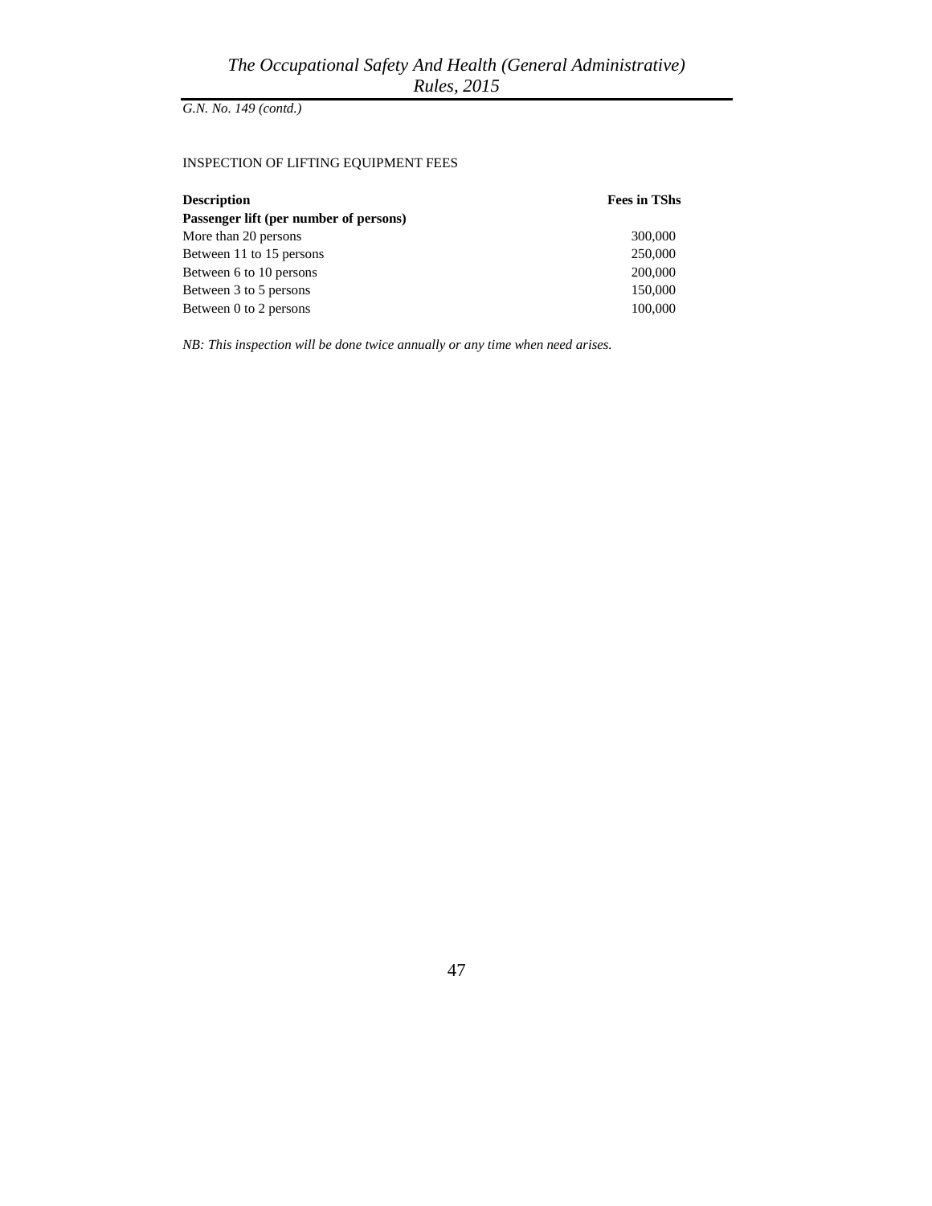*G.N. No. 149 (contd.)*

INSPECTION OF LIFTING EQUIPMENT FEES

| **Description** | **Fees in TShs** |
|---|---|
| **Passenger lift (per number of persons)** | |
| More than 20 persons | 300,000 |
| Between 11 to 15 persons | 250,000 |
| Between 6 to 10 persons | 200,000 |
| Between 3 to 5 persons | 150,000 |
| Between 0 to 2 persons | 100,000 |

*NB: This inspection will be done twice annually or any time when need arises.*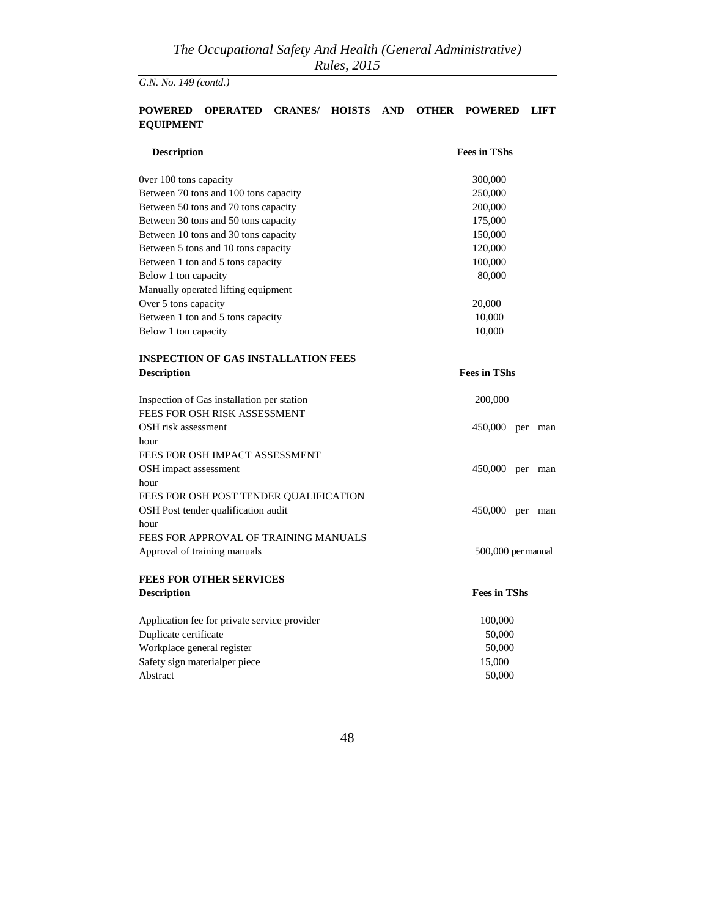*G.N. No. 149 (contd.)*

**POWERED OPERATED CRANES/ HOISTS AND OTHER POWERED LIFT EQUIPMENT**

| **Description** | **Fees in TShs** |
|---|---|
| 0ver 100 tons capacity | 300,000 |
| Between 70 tons and 100 tons capacity | 250,000 |
| Between 50 tons and 70 tons capacity | 200,000 |
| Between 30 tons and 50 tons capacity | 175,000 |
| Between 10 tons and 30 tons capacity | 150,000 |
| Between 5 tons and 10 tons capacity | 120,000 |
| Between 1 ton and 5 tons capacity | 100,000 |
| Below 1 ton capacity | 80,000 |
| Manually operated lifting equipment | |
| Over 5 tons capacity | 20,000 |
| Between 1 ton and 5 tons capacity | 10,000 |
| Below 1 ton capacity | 10,000 |

**INSPECTION OF GAS INSTALLATION FEES**

| **Description** | **Fees in TShs** |
|---|---|
| Inspection of Gas installation per station | 200,000 |
| FEES FOR OSH RISK ASSESSMENT | |
| OSH risk assessment | 450,000 per man hour |
| FEES FOR OSH IMPACT ASSESSMENT | |
| OSH impact assessment | 450,000 per man hour |
| FEES FOR OSH POST TENDER QUALIFICATION | |
| OSH Post tender qualification audit | 450,000 per man hour |
| FEES FOR APPROVAL OF TRAINING MANUALS | |
| Approval of training manuals | 500,000 per manual |

**FEES FOR OTHER SERVICES**

| **Description** | **Fees in TShs** |
|---|---|
| Application fee for private service provider | 100,000 |
| Duplicate certificate | 50,000 |
| Workplace general register | 50,000 |
| Safety sign materialper piece | 15,000 |
| Abstract | 50,000 |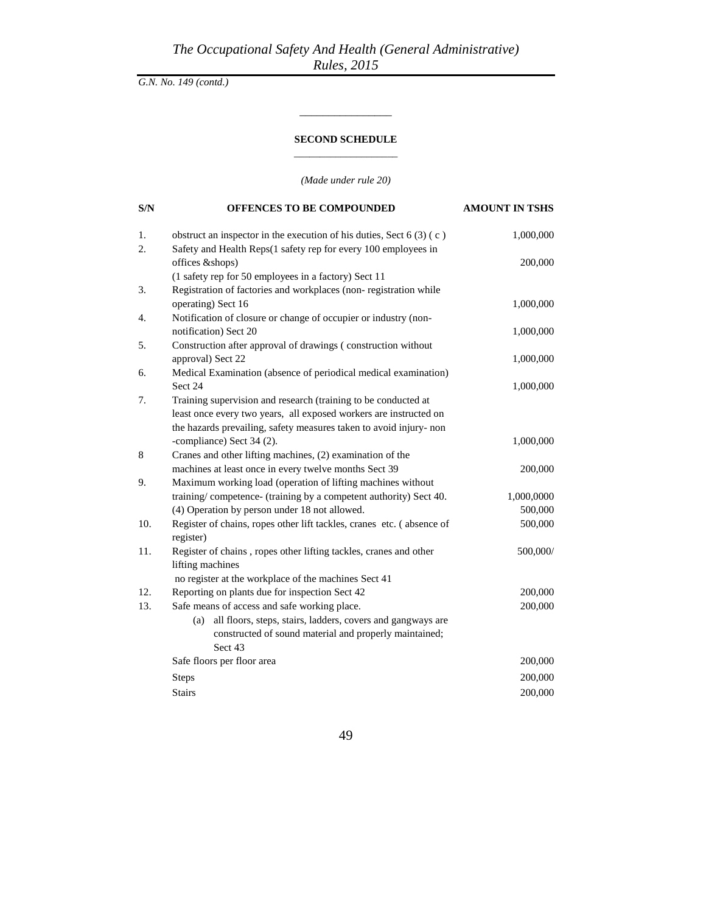*G.N. No. 149 (contd.)*

## SECOND SCHEDULE

*(Made under rule 20)*

| S/N | OFFENCES TO BE COMPOUNDED | AMOUNT IN TSHS |
|---|---|---|
| 1. | obstruct an inspector in the execution of his duties, Sect 6 (3) ( c ) | 1,000,000 |
| 2. | Safety and Health Reps(1 safety rep for every 100 employees in offices &shops) (1 safety rep for 50 employees in a factory) Sect 11 | 200,000 |
| 3. | Registration of factories and workplaces (non- registration while operating) Sect 16 | 1,000,000 |
| 4. | Notification of closure or change of occupier or industry (non-notification) Sect 20 | 1,000,000 |
| 5. | Construction after approval of drawings ( construction without approval) Sect 22 | 1,000,000 |
| 6. | Medical Examination (absence of periodical medical examination) Sect 24 | 1,000,000 |
| 7. | Training supervision and research (training to be conducted at least once every two years, all exposed workers are instructed on the hazards prevailing, safety measures taken to avoid injury- non -compliance) Sect 34 (2). | 1,000,000 |
| 8 | Cranes and other lifting machines, (2) examination of the machines at least once in every twelve months Sect 39 | 200,000 |
| 9. | Maximum working load (operation of lifting machines without training/ competence- (training by a competent authority) Sect 40. | 1,000,0000 |
| | (4) Operation by person under 18 not allowed. | 500,000 |
| 10. | Register of chains, ropes other lift tackles, cranes etc. ( absence of register) | 500,000 |
| 11. | Register of chains , ropes other lifting tackles, cranes and other lifting machines no register at the workplace of the machines Sect 41 | 500,000/ |
| 12. | Reporting on plants due for inspection Sect 42 | 200,000 |
| 13. | Safe means of access and safe working place. (a) all floors, steps, stairs, ladders, covers and gangways are constructed of sound material and properly maintained; Sect 43 | 200,000 |
| | Safe floors per floor area | 200,000 |
| | Steps | 200,000 |
| | Stairs | 200,000 |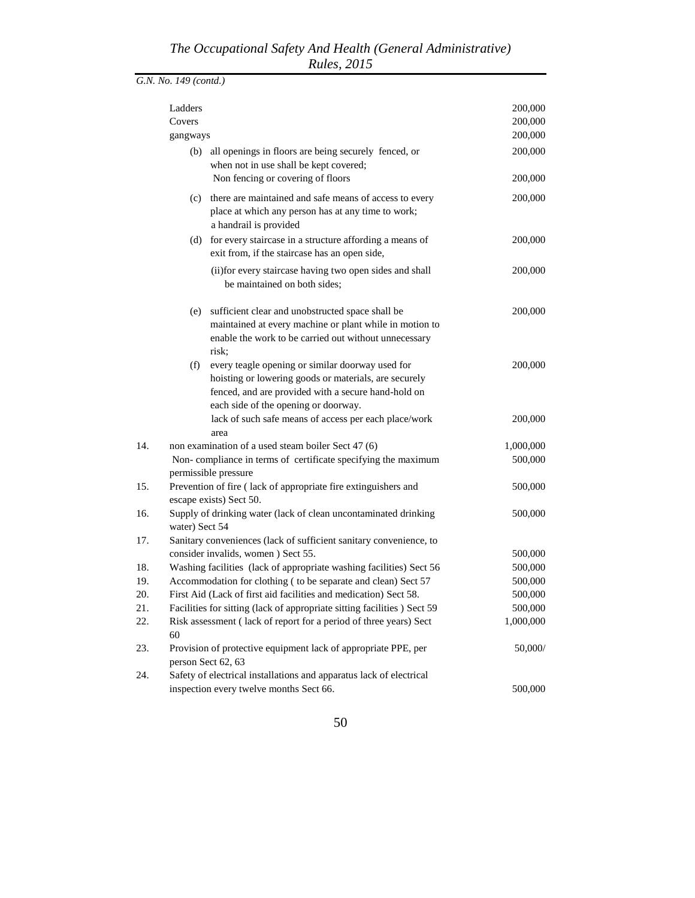*G.N. No. 149 (contd.)*

| | | |
|---|---|---|
| | Ladders | 200,000 |
| | Covers | 200,000 |
| | gangways | 200,000 |
| | (b) all openings in floors are being securely fenced, or when not in use shall be kept covered; | 200,000 |
| | Non fencing or covering of floors | 200,000 |
| | (c) there are maintained and safe means of access to every place at which any person has at any time to work; a handrail is provided | 200,000 |
| | (d) for every staircase in a structure affording a means of exit from, if the staircase has an open side, | 200,000 |
| | (ii)for every staircase having two open sides and shall be maintained on both sides; | 200,000 |
| | (e) sufficient clear and unobstructed space shall be maintained at every machine or plant while in motion to enable the work to be carried out without unnecessary risk; | 200,000 |
| | (f) every teagle opening or similar doorway used for hoisting or lowering goods or materials, are securely fenced, and are provided with a secure hand-hold on each side of the opening or doorway. | 200,000 |
| | lack of such safe means of access per each place/work area | 200,000 |
| 14. | non examination of a used steam boiler Sect 47 (6) | 1,000,000 |
| | Non- compliance in terms of certificate specifying the maximum permissible pressure | 500,000 |
| 15. | Prevention of fire ( lack of appropriate fire extinguishers and escape exists) Sect 50. | 500,000 |
| 16. | Supply of drinking water (lack of clean uncontaminated drinking water) Sect 54 | 500,000 |
| 17. | Sanitary conveniences (lack of sufficient sanitary convenience, to consider invalids, women ) Sect 55. | 500,000 |
| 18. | Washing facilities (lack of appropriate washing facilities) Sect 56 | 500,000 |
| 19. | Accommodation for clothing ( to be separate and clean) Sect 57 | 500,000 |
| 20. | First Aid (Lack of first aid facilities and medication) Sect 58. | 500,000 |
| 21. | Facilities for sitting (lack of appropriate sitting facilities ) Sect 59 | 500,000 |
| 22. | Risk assessment ( lack of report for a period of three years) Sect 60 | 1,000,000 |
| 23. | Provision of protective equipment lack of appropriate PPE, per person Sect 62, 63 | 50,000/ |
| 24. | Safety of electrical installations and apparatus lack of electrical inspection every twelve months Sect 66. | 500,000 |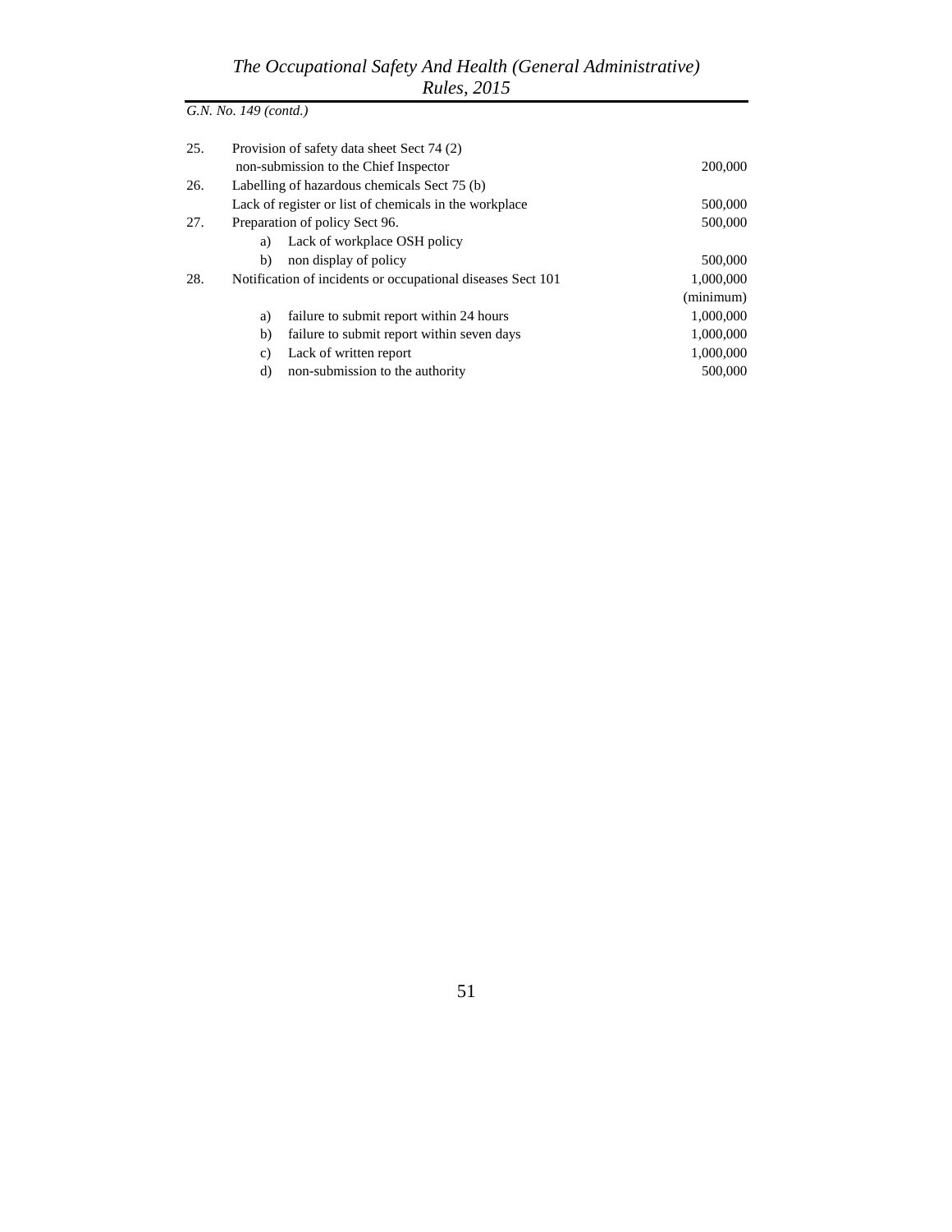*G.N. No. 149 (contd.)*

| | | |
|---|---|---|
| 25. | Provision of safety data sheet Sect 74 (2) | |
| | non-submission to the Chief Inspector | 200,000 |
| 26. | Labelling of hazardous chemicals Sect 75 (b) | |
| | Lack of register or list of chemicals in the workplace | 500,000 |
| 27. | Preparation of policy Sect 96. | 500,000 |
| | a) Lack of workplace OSH policy | |
| | b) non display of policy | 500,000 |
| 28. | Notification of incidents or occupational diseases Sect 101 | 1,000,000 (minimum) |
| | a) failure to submit report within 24 hours | 1,000,000 |
| | b) failure to submit report within seven days | 1,000,000 |
| | c) Lack of written report | 1,000,000 |
| | d) non-submission to the authority | 500,000 |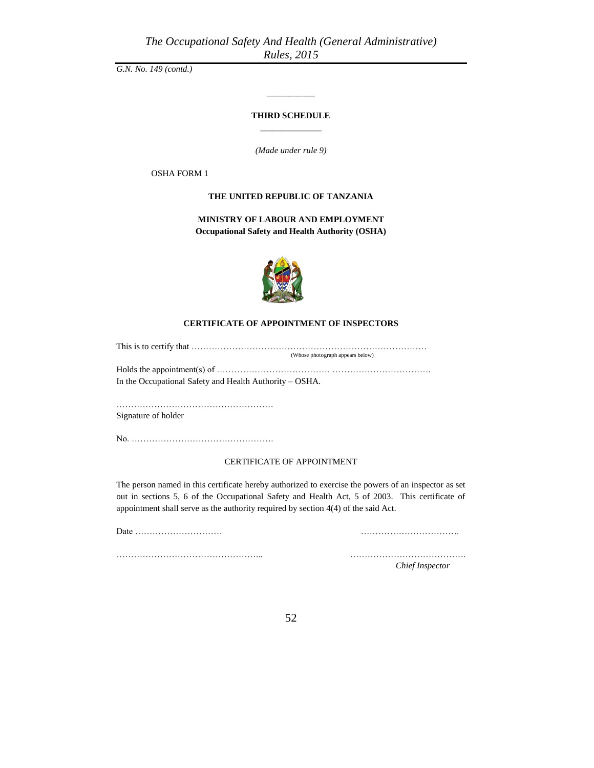G.N. No. 149 (contd.)

**THIRD SCHEDULE**

*(Made under rule 9)*

OSHA FORM 1

**THE UNITED REPUBLIC OF TANZANIA**

**MINISTRY OF LABOUR AND EMPLOYMENT**
**Occupational Safety and Health Authority (OSHA)**

**CERTIFICATE OF APPOINTMENT OF INSPECTORS**

This is to certify that …………………………………………………………………………
(Whose photograph appears below)

Holds the appointment(s) of ………………………………… …………………………….
In the Occupational Safety and Health Authority – OSHA.

………………………………………………
Signature of holder

No. ………………………………………….

CERTIFICATE OF APPOINTMENT

The person named in this certificate hereby authorized to exercise the powers of an inspector as set out in sections 5, 6 of the Occupational Safety and Health Act, 5 of 2003. This certificate of appointment shall serve as the authority required by section 4(4) of the said Act.

Date ………………………… …………………………….

…………………………………………... ………………………………….
*Chief Inspector*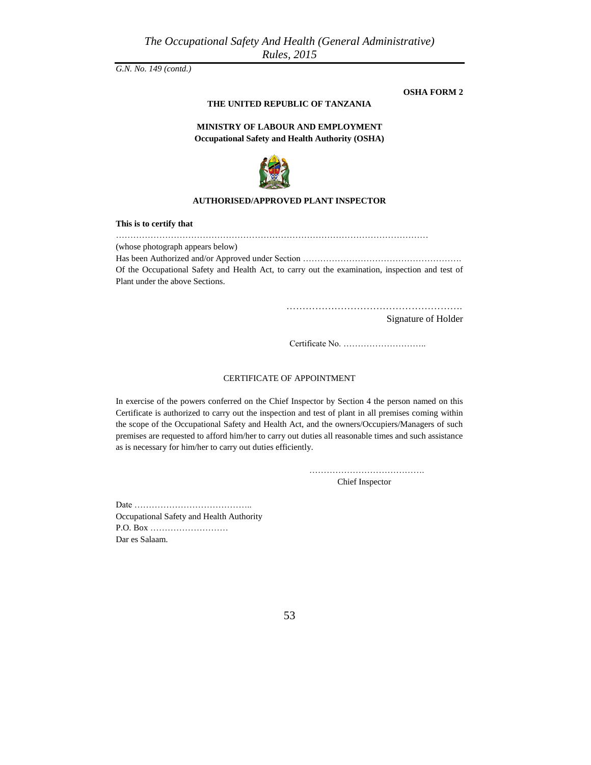*G.N. No. 149 (contd.)*

**OSHA FORM 2**

**THE UNITED REPUBLIC OF TANZANIA**

**MINISTRY OF LABOUR AND EMPLOYMENT**
**Occupational Safety and Health Authority (OSHA)**

**AUTHORISED/APPROVED PLANT INSPECTOR**

**This is to certify that**

………………………………………………………………………………………………

(whose photograph appears below)

Has been Authorized and/or Approved under Section ……………………………………………….

Of the Occupational Safety and Health Act, to carry out the examination, inspection and test of Plant under the above Sections.

……………………………………………….
Signature of Holder

Certificate No. ………………………..

CERTIFICATE OF APPOINTMENT

In exercise of the powers conferred on the Chief Inspector by Section 4 the person named on this Certificate is authorized to carry out the inspection and test of plant in all premises coming within the scope of the Occupational Safety and Health Act, and the owners/Occupiers/Managers of such premises are requested to afford him/her to carry out duties all reasonable times and such assistance as is necessary for him/her to carry out duties efficiently.

………………………………….
Chief Inspector

Date …………………………………..
Occupational Safety and Health Authority
P.O. Box ………………………
Dar es Salaam.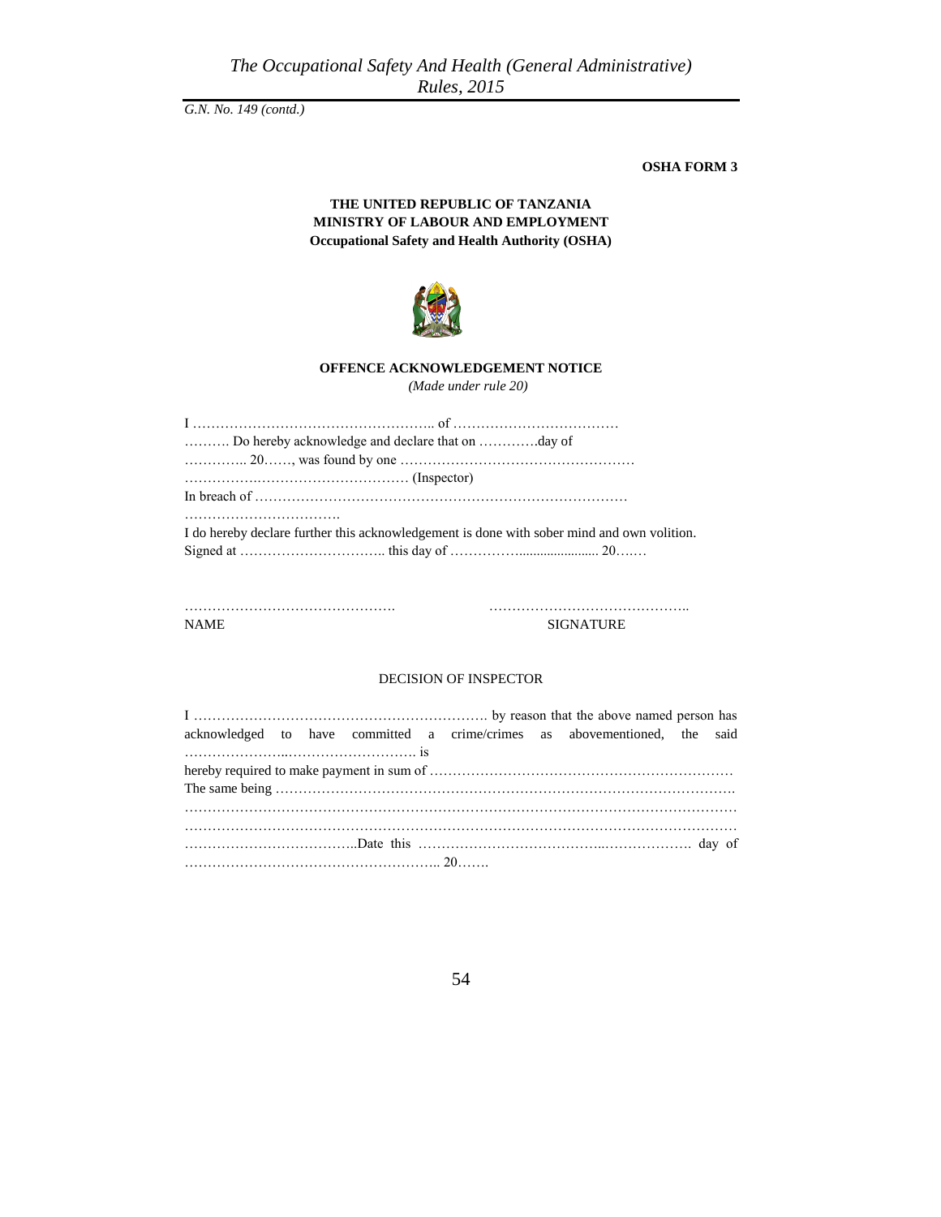G.N. No. 149 (contd.)

**OSHA FORM 3**

**THE UNITED REPUBLIC OF TANZANIA**
**MINISTRY OF LABOUR AND EMPLOYMENT**
**Occupational Safety and Health Authority (OSHA)**

**OFFENCE ACKNOWLEDGEMENT NOTICE**

*(Made under rule 20)*

I …………………………………………….. of ………………………………
………. Do hereby acknowledge and declare that on ………….day of
………….. 20……, was found by one ……………………………………………
……………..…………………………… (Inspector)
In breach of ………………………………………………………………………
…………………………….
I do hereby declare further this acknowledgement is done with sober mind and own volition.
Signed at ………………………….. this day of …………….................... 20….…

………………………………………. ……………………………………..
NAME SIGNATURE

DECISION OF INSPECTOR

I ………………………………………………………. by reason that the above named person has acknowledged to have committed a crime/crimes as abovementioned, the said …………………..………………………. is
hereby required to make payment in sum of …………………………………………………………
The same being ……………………………………………………………………………………….
……………………………………………………………………………………………………………
……………………………………………………………………………………………………………
………………………………..Date this …………………………………..………………. day of
……………………………………………….. 20…….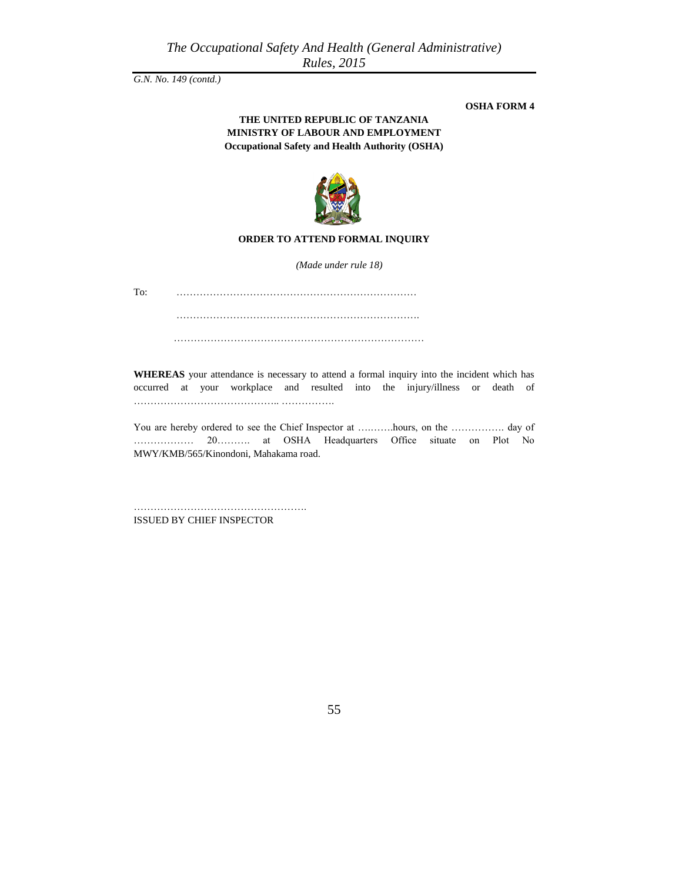G.N. No. 149 (contd.)

**OSHA FORM 4**

**THE UNITED REPUBLIC OF TANZANIA**
**MINISTRY OF LABOUR AND EMPLOYMENT**
**Occupational Safety and Health Authority (OSHA)**

**ORDER TO ATTEND FORMAL INQUIRY**

*(Made under rule 18)*

To: ………………………………………………………………

………………………………………………………………

………………………………………………………………

**WHEREAS** your attendance is necessary to attend a formal inquiry into the incident which has occurred at your workplace and resulted into the injury/illness or death of …………………………………….. …………….

You are hereby ordered to see the Chief Inspector at ….…….hours, on the ……………. day of ……………… 20………. at OSHA Headquarters Office situate on Plot No MWY/KMB/565/Kinondoni, Mahakama road.

…………………………………………….
ISSUED BY CHIEF INSPECTOR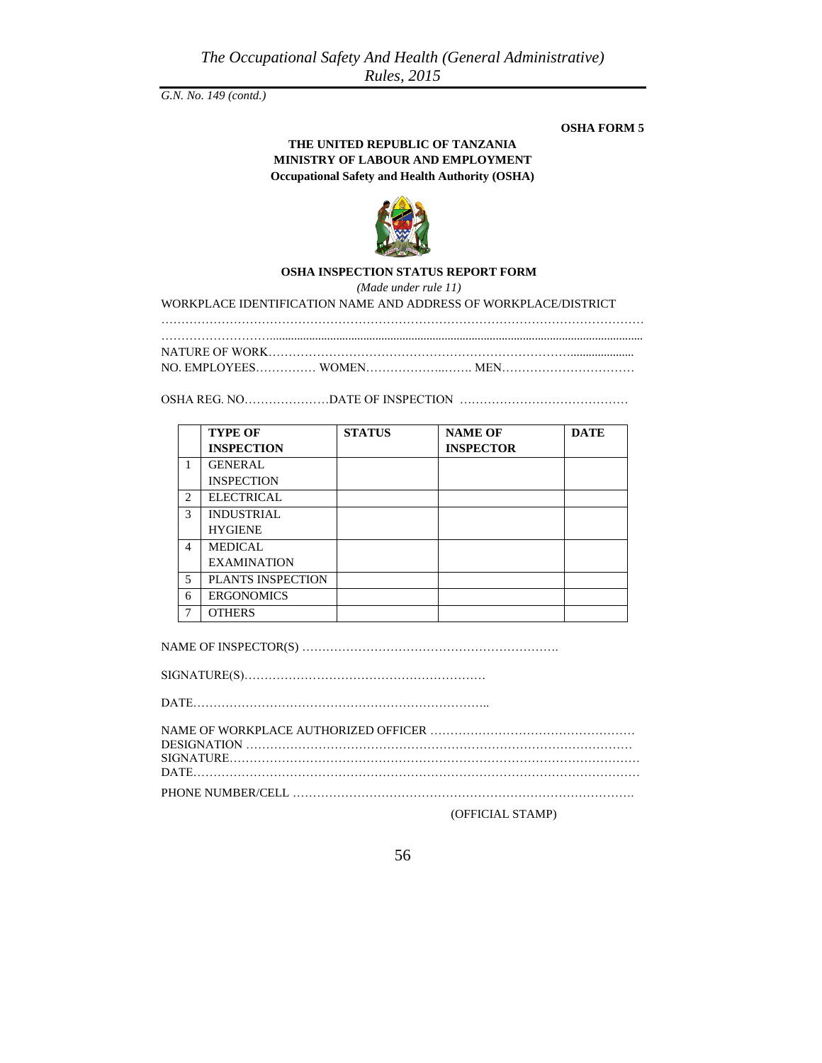*G.N. No. 149 (contd.)*

**OSHA FORM 5**

**THE UNITED REPUBLIC OF TANZANIA**
**MINISTRY OF LABOUR AND EMPLOYMENT**
**Occupational Safety and Health Authority (OSHA)**

**OSHA INSPECTION STATUS REPORT FORM**

*(Made under rule 11)*

WORKPLACE IDENTIFICATION NAME AND ADDRESS OF WORKPLACE/DISTRICT ……………………………………………………………………………………………………………
……………………………………………………………………………………………………………

NATURE OF WORK……………………………………………………………………………

NO. EMPLOYEES…………… WOMEN…………………….. MEN……………………………

OSHA REG. NO…………………DATE OF INSPECTION ……………………………………

| | TYPE OF INSPECTION | STATUS | NAME OF INSPECTOR | DATE |
|---|---|---|---|---|
| 1 | GENERAL INSPECTION | | | |
| 2 | ELECTRICAL | | | |
| 3 | INDUSTRIAL HYGIENE | | | |
| 4 | MEDICAL EXAMINATION | | | |
| 5 | PLANTS INSPECTION | | | |
| 6 | ERGONOMICS | | | |
| 7 | OTHERS | | | |

NAME OF INSPECTOR(S) ……………………………………………………….

SIGNATURE(S)……………………………………………………

DATE………………………………………………………………..

NAME OF WORKPLACE AUTHORIZED OFFICER ……………………………………………
DESIGNATION ……………………………………………………………………………
SIGNATURE………………………………………………………………………………………
DATE………………………………………………………………………………………………

PHONE NUMBER/CELL ……………………………………………………………………….

(OFFICIAL STAMP)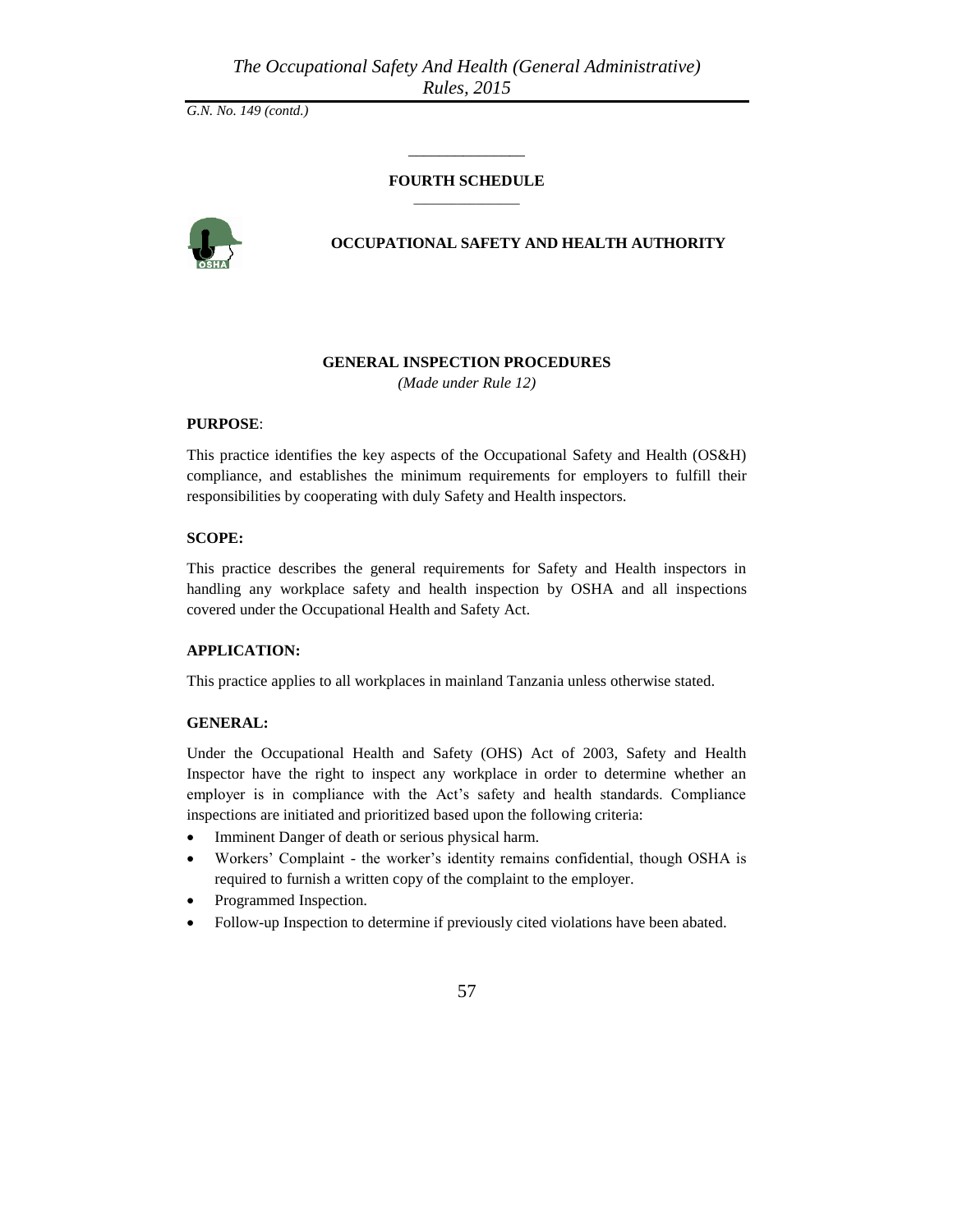G.N. No. 149 (contd.)

## FOURTH SCHEDULE

## OCCUPATIONAL SAFETY AND HEALTH AUTHORITY

### GENERAL INSPECTION PROCEDURES

*(Made under Rule 12)*

**PURPOSE**:

This practice identifies the key aspects of the Occupational Safety and Health (OS&H) compliance, and establishes the minimum requirements for employers to fulfill their responsibilities by cooperating with duly Safety and Health inspectors.

**SCOPE:**

This practice describes the general requirements for Safety and Health inspectors in handling any workplace safety and health inspection by OSHA and all inspections covered under the Occupational Health and Safety Act.

**APPLICATION:**

This practice applies to all workplaces in mainland Tanzania unless otherwise stated.

**GENERAL:**

Under the Occupational Health and Safety (OHS) Act of 2003, Safety and Health Inspector have the right to inspect any workplace in order to determine whether an employer is in compliance with the Act's safety and health standards. Compliance inspections are initiated and prioritized based upon the following criteria:

- Imminent Danger of death or serious physical harm.
- Workers' Complaint - the worker's identity remains confidential, though OSHA is required to furnish a written copy of the complaint to the employer.
- Programmed Inspection.
- Follow-up Inspection to determine if previously cited violations have been abated.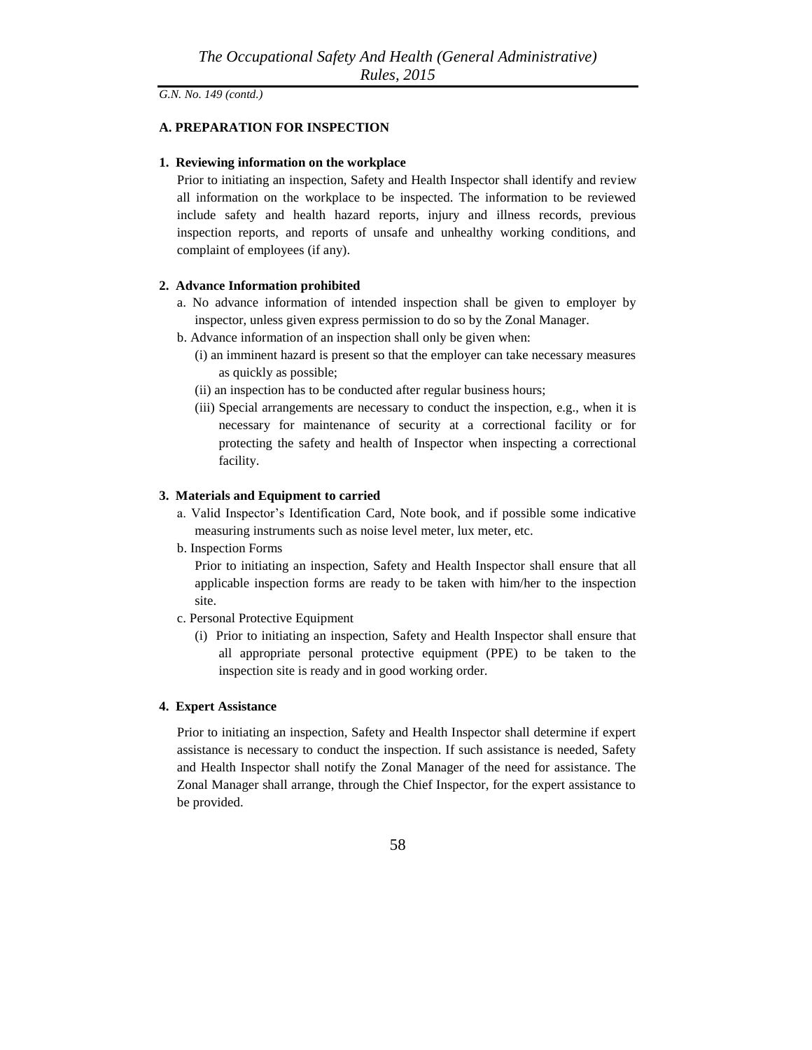*G.N. No. 149 (contd.)*

## A. PREPARATION FOR INSPECTION

### 1. Reviewing information on the workplace

Prior to initiating an inspection, Safety and Health Inspector shall identify and review all information on the workplace to be inspected. The information to be reviewed include safety and health hazard reports, injury and illness records, previous inspection reports, and reports of unsafe and unhealthy working conditions, and complaint of employees (if any).

### 2. Advance Information prohibited

a. No advance information of intended inspection shall be given to employer by inspector, unless given express permission to do so by the Zonal Manager.

b. Advance information of an inspection shall only be given when:

(i) an imminent hazard is present so that the employer can take necessary measures as quickly as possible;

(ii) an inspection has to be conducted after regular business hours;

(iii) Special arrangements are necessary to conduct the inspection, e.g., when it is necessary for maintenance of security at a correctional facility or for protecting the safety and health of Inspector when inspecting a correctional facility.

### 3. Materials and Equipment to carried

a. Valid Inspector's Identification Card, Note book, and if possible some indicative measuring instruments such as noise level meter, lux meter, etc.

b. Inspection Forms

Prior to initiating an inspection, Safety and Health Inspector shall ensure that all applicable inspection forms are ready to be taken with him/her to the inspection site.

c. Personal Protective Equipment

(i) Prior to initiating an inspection, Safety and Health Inspector shall ensure that all appropriate personal protective equipment (PPE) to be taken to the inspection site is ready and in good working order.

### 4. Expert Assistance

Prior to initiating an inspection, Safety and Health Inspector shall determine if expert assistance is necessary to conduct the inspection. If such assistance is needed, Safety and Health Inspector shall notify the Zonal Manager of the need for assistance. The Zonal Manager shall arrange, through the Chief Inspector, for the expert assistance to be provided.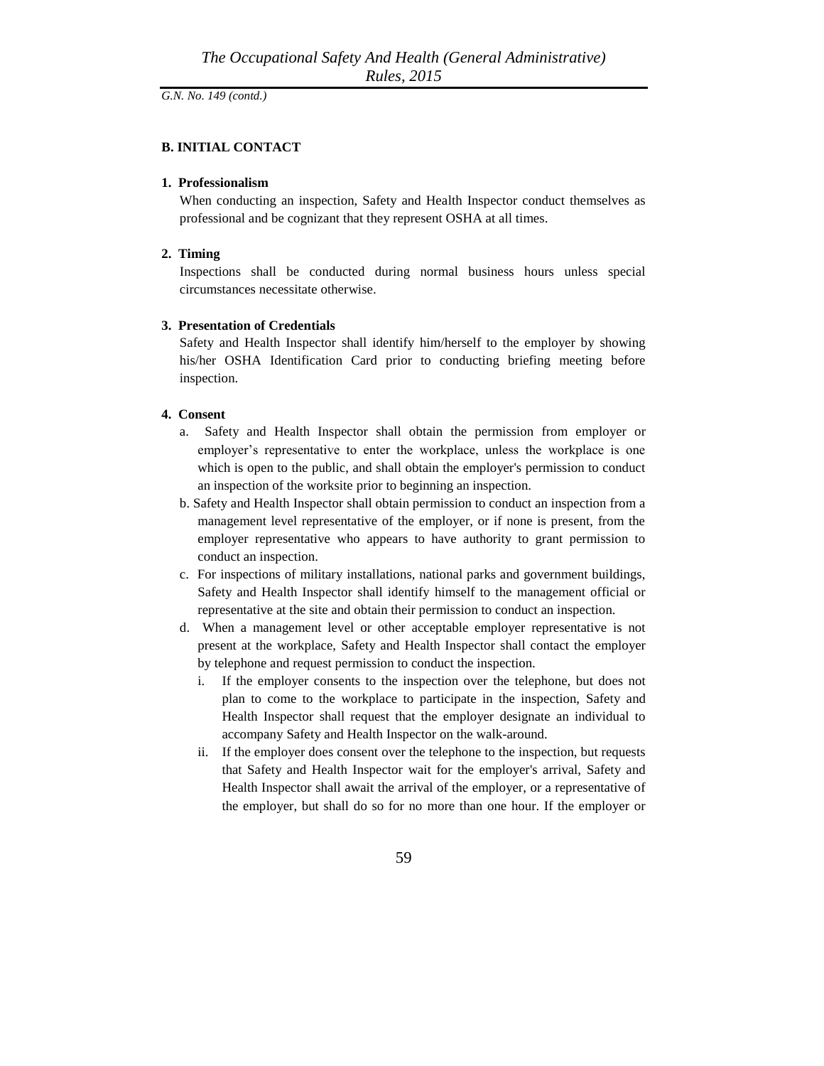## B. INITIAL CONTACT

### 1. Professionalism

When conducting an inspection, Safety and Health Inspector conduct themselves as professional and be cognizant that they represent OSHA at all times.

### 2. Timing

Inspections shall be conducted during normal business hours unless special circumstances necessitate otherwise.

### 3. Presentation of Credentials

Safety and Health Inspector shall identify him/herself to the employer by showing his/her OSHA Identification Card prior to conducting briefing meeting before inspection.

### 4. Consent

a. Safety and Health Inspector shall obtain the permission from employer or employer's representative to enter the workplace, unless the workplace is one which is open to the public, and shall obtain the employer's permission to conduct an inspection of the worksite prior to beginning an inspection.

b. Safety and Health Inspector shall obtain permission to conduct an inspection from a management level representative of the employer, or if none is present, from the employer representative who appears to have authority to grant permission to conduct an inspection.

c. For inspections of military installations, national parks and government buildings, Safety and Health Inspector shall identify himself to the management official or representative at the site and obtain their permission to conduct an inspection.

d. When a management level or other acceptable employer representative is not present at the workplace, Safety and Health Inspector shall contact the employer by telephone and request permission to conduct the inspection.

   i. If the employer consents to the inspection over the telephone, but does not plan to come to the workplace to participate in the inspection, Safety and Health Inspector shall request that the employer designate an individual to accompany Safety and Health Inspector on the walk-around.

   ii. If the employer does consent over the telephone to the inspection, but requests that Safety and Health Inspector wait for the employer's arrival, Safety and Health Inspector shall await the arrival of the employer, or a representative of the employer, but shall do so for no more than one hour. If the employer or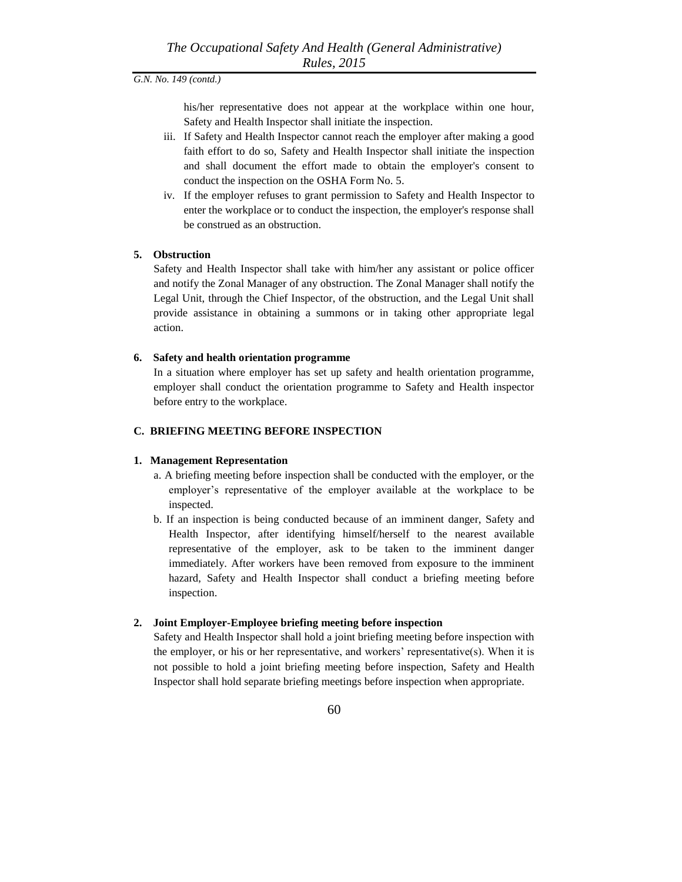his/her representative does not appear at the workplace within one hour, Safety and Health Inspector shall initiate the inspection.

iii. If Safety and Health Inspector cannot reach the employer after making a good faith effort to do so, Safety and Health Inspector shall initiate the inspection and shall document the effort made to obtain the employer's consent to conduct the inspection on the OSHA Form No. 5.

iv. If the employer refuses to grant permission to Safety and Health Inspector to enter the workplace or to conduct the inspection, the employer's response shall be construed as an obstruction.

**5. Obstruction**

Safety and Health Inspector shall take with him/her any assistant or police officer and notify the Zonal Manager of any obstruction. The Zonal Manager shall notify the Legal Unit, through the Chief Inspector, of the obstruction, and the Legal Unit shall provide assistance in obtaining a summons or in taking other appropriate legal action.

**6. Safety and health orientation programme**

In a situation where employer has set up safety and health orientation programme, employer shall conduct the orientation programme to Safety and Health inspector before entry to the workplace.

**C. BRIEFING MEETING BEFORE INSPECTION**

**1. Management Representation**

a. A briefing meeting before inspection shall be conducted with the employer, or the employer's representative of the employer available at the workplace to be inspected.

b. If an inspection is being conducted because of an imminent danger, Safety and Health Inspector, after identifying himself/herself to the nearest available representative of the employer, ask to be taken to the imminent danger immediately. After workers have been removed from exposure to the imminent hazard, Safety and Health Inspector shall conduct a briefing meeting before inspection.

**2. Joint Employer-Employee briefing meeting before inspection**

Safety and Health Inspector shall hold a joint briefing meeting before inspection with the employer, or his or her representative, and workers' representative(s). When it is not possible to hold a joint briefing meeting before inspection, Safety and Health Inspector shall hold separate briefing meetings before inspection when appropriate.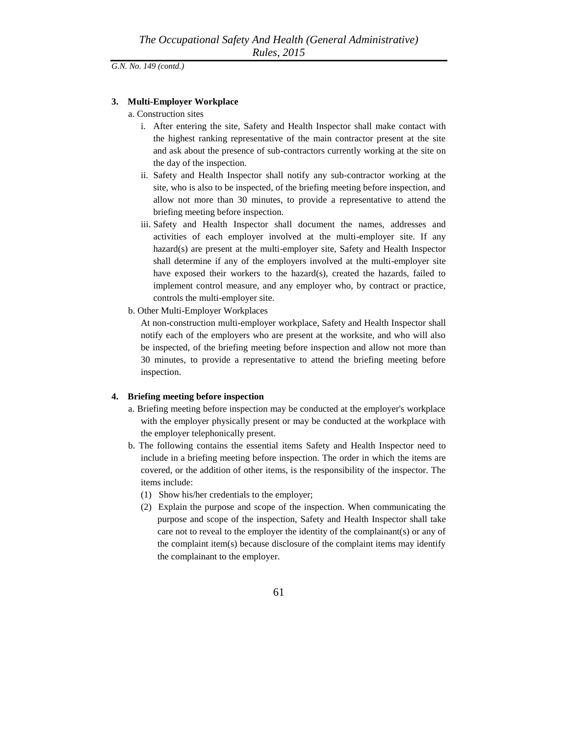**3. Multi-Employer Workplace**

a. Construction sites

i. After entering the site, Safety and Health Inspector shall make contact with the highest ranking representative of the main contractor present at the site and ask about the presence of sub-contractors currently working at the site on the day of the inspection.

ii. Safety and Health Inspector shall notify any sub-contractor working at the site, who is also to be inspected, of the briefing meeting before inspection, and allow not more than 30 minutes, to provide a representative to attend the briefing meeting before inspection.

iii. Safety and Health Inspector shall document the names, addresses and activities of each employer involved at the multi-employer site. If any hazard(s) are present at the multi-employer site, Safety and Health Inspector shall determine if any of the employers involved at the multi-employer site have exposed their workers to the hazard(s), created the hazards, failed to implement control measure, and any employer who, by contract or practice, controls the multi-employer site.

b. Other Multi-Employer Workplaces

At non-construction multi-employer workplace, Safety and Health Inspector shall notify each of the employers who are present at the worksite, and who will also be inspected, of the briefing meeting before inspection and allow not more than 30 minutes, to provide a representative to attend the briefing meeting before inspection.

**4. Briefing meeting before inspection**

a. Briefing meeting before inspection may be conducted at the employer's workplace with the employer physically present or may be conducted at the workplace with the employer telephonically present.

b. The following contains the essential items Safety and Health Inspector need to include in a briefing meeting before inspection. The order in which the items are covered, or the addition of other items, is the responsibility of the inspector. The items include:

(1) Show his/her credentials to the employer;

(2) Explain the purpose and scope of the inspection. When communicating the purpose and scope of the inspection, Safety and Health Inspector shall take care not to reveal to the employer the identity of the complainant(s) or any of the complaint item(s) because disclosure of the complaint items may identify the complainant to the employer.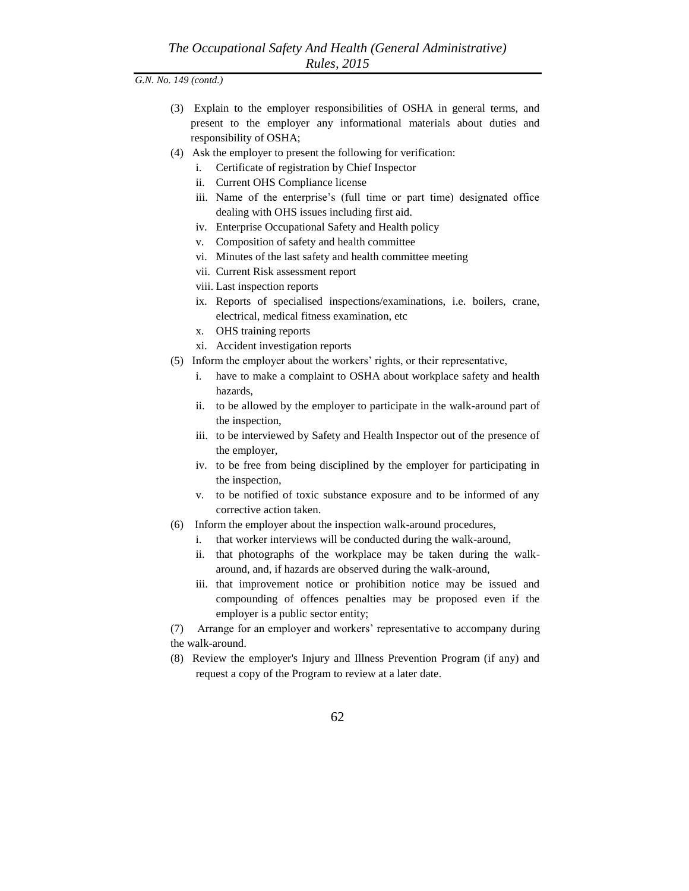*G.N. No. 149 (contd.)*

(3) Explain to the employer responsibilities of OSHA in general terms, and present to the employer any informational materials about duties and responsibility of OSHA;

(4) Ask the employer to present the following for verification:

   i. Certificate of registration by Chief Inspector
   ii. Current OHS Compliance license
   iii. Name of the enterprise's (full time or part time) designated office dealing with OHS issues including first aid.
   iv. Enterprise Occupational Safety and Health policy
   v. Composition of safety and health committee
   vi. Minutes of the last safety and health committee meeting
   vii. Current Risk assessment report
   viii. Last inspection reports
   ix. Reports of specialised inspections/examinations, i.e. boilers, crane, electrical, medical fitness examination, etc
   x. OHS training reports
   xi. Accident investigation reports

(5) Inform the employer about the workers' rights, or their representative,

   i. have to make a complaint to OSHA about workplace safety and health hazards,
   ii. to be allowed by the employer to participate in the walk-around part of the inspection,
   iii. to be interviewed by Safety and Health Inspector out of the presence of the employer,
   iv. to be free from being disciplined by the employer for participating in the inspection,
   v. to be notified of toxic substance exposure and to be informed of any corrective action taken.

(6) Inform the employer about the inspection walk-around procedures,

   i. that worker interviews will be conducted during the walk-around,
   ii. that photographs of the workplace may be taken during the walk-around, and, if hazards are observed during the walk-around,
   iii. that improvement notice or prohibition notice may be issued and compounding of offences penalties may be proposed even if the employer is a public sector entity;

(7) Arrange for an employer and workers' representative to accompany during the walk-around.

(8) Review the employer's Injury and Illness Prevention Program (if any) and request a copy of the Program to review at a later date.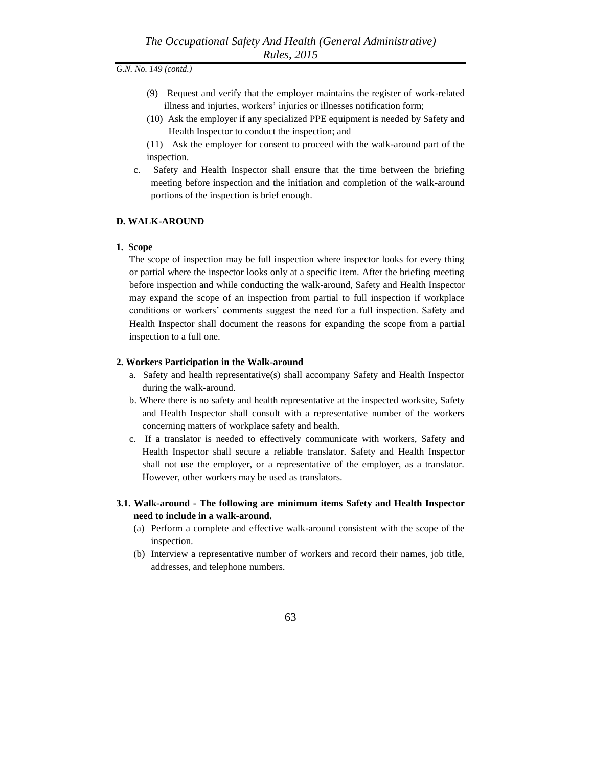(9) Request and verify that the employer maintains the register of work-related illness and injuries, workers' injuries or illnesses notification form;

(10) Ask the employer if any specialized PPE equipment is needed by Safety and Health Inspector to conduct the inspection; and

(11) Ask the employer for consent to proceed with the walk-around part of the inspection.

c. Safety and Health Inspector shall ensure that the time between the briefing meeting before inspection and the initiation and completion of the walk-around portions of the inspection is brief enough.

**D. WALK-AROUND**

**1. Scope**

The scope of inspection may be full inspection where inspector looks for every thing or partial where the inspector looks only at a specific item. After the briefing meeting before inspection and while conducting the walk-around, Safety and Health Inspector may expand the scope of an inspection from partial to full inspection if workplace conditions or workers' comments suggest the need for a full inspection. Safety and Health Inspector shall document the reasons for expanding the scope from a partial inspection to a full one.

**2. Workers Participation in the Walk-around**

a. Safety and health representative(s) shall accompany Safety and Health Inspector during the walk-around.

b. Where there is no safety and health representative at the inspected worksite, Safety and Health Inspector shall consult with a representative number of the workers concerning matters of workplace safety and health.

c. If a translator is needed to effectively communicate with workers, Safety and Health Inspector shall secure a reliable translator. Safety and Health Inspector shall not use the employer, or a representative of the employer, as a translator. However, other workers may be used as translators.

**3.1. Walk-around - The following are minimum items Safety and Health Inspector need to include in a walk-around.**

(a) Perform a complete and effective walk-around consistent with the scope of the inspection.

(b) Interview a representative number of workers and record their names, job title, addresses, and telephone numbers.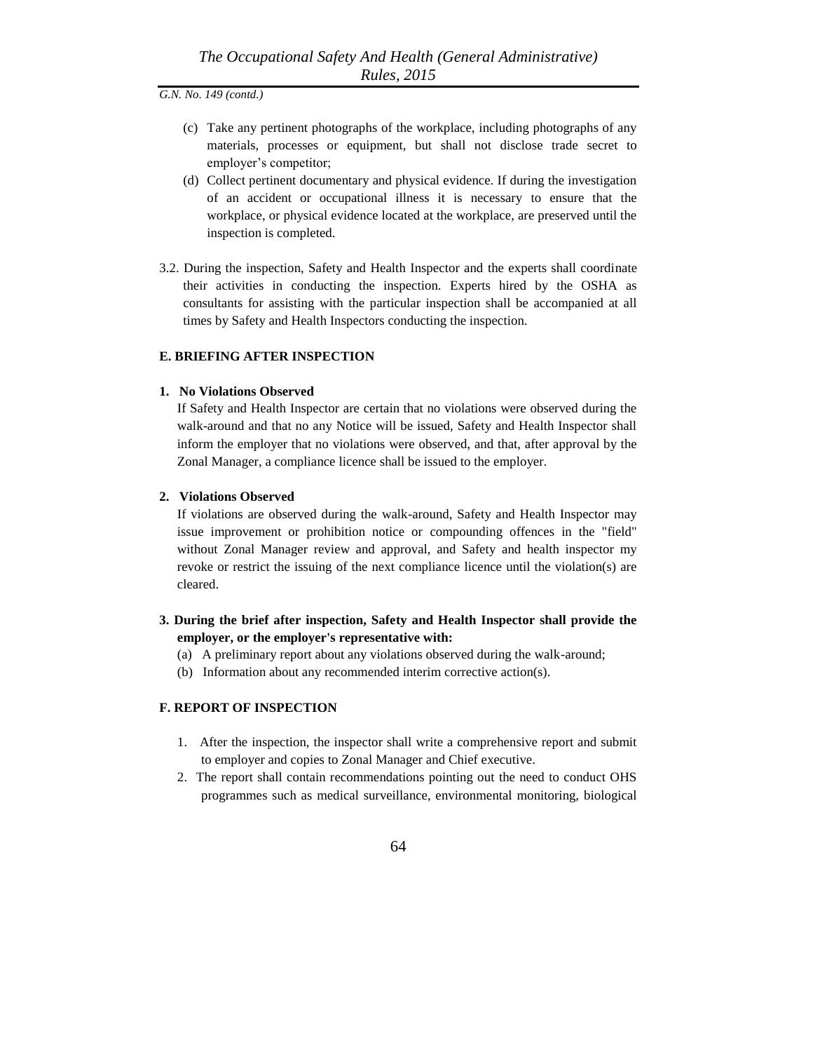(c) Take any pertinent photographs of the workplace, including photographs of any materials, processes or equipment, but shall not disclose trade secret to employer's competitor;

(d) Collect pertinent documentary and physical evidence. If during the investigation of an accident or occupational illness it is necessary to ensure that the workplace, or physical evidence located at the workplace, are preserved until the inspection is completed.

3.2. During the inspection, Safety and Health Inspector and the experts shall coordinate their activities in conducting the inspection. Experts hired by the OSHA as consultants for assisting with the particular inspection shall be accompanied at all times by Safety and Health Inspectors conducting the inspection.

**E. BRIEFING AFTER INSPECTION**

**1. No Violations Observed**

If Safety and Health Inspector are certain that no violations were observed during the walk-around and that no any Notice will be issued, Safety and Health Inspector shall inform the employer that no violations were observed, and that, after approval by the Zonal Manager, a compliance licence shall be issued to the employer.

**2. Violations Observed**

If violations are observed during the walk-around, Safety and Health Inspector may issue improvement or prohibition notice or compounding offences in the "field" without Zonal Manager review and approval, and Safety and health inspector my revoke or restrict the issuing of the next compliance licence until the violation(s) are cleared.

**3. During the brief after inspection, Safety and Health Inspector shall provide the employer, or the employer's representative with:**

(a) A preliminary report about any violations observed during the walk-around;

(b) Information about any recommended interim corrective action(s).

**F. REPORT OF INSPECTION**

1. After the inspection, the inspector shall write a comprehensive report and submit to employer and copies to Zonal Manager and Chief executive.
2. The report shall contain recommendations pointing out the need to conduct OHS programmes such as medical surveillance, environmental monitoring, biological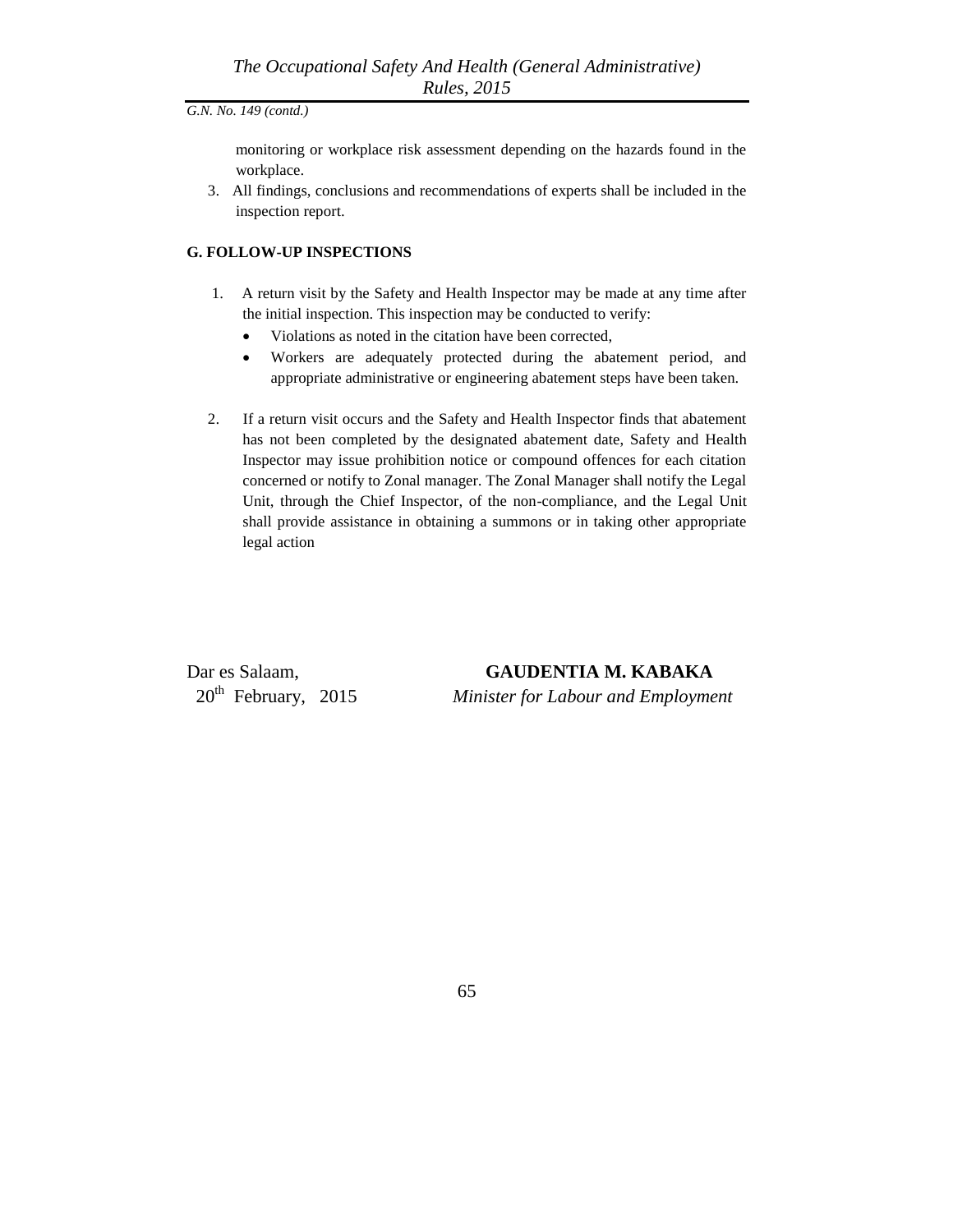monitoring or workplace risk assessment depending on the hazards found in the workplace.

3. All findings, conclusions and recommendations of experts shall be included in the inspection report.

**G. FOLLOW-UP INSPECTIONS**

1. A return visit by the Safety and Health Inspector may be made at any time after the initial inspection. This inspection may be conducted to verify:
   - Violations as noted in the citation have been corrected,
   - Workers are adequately protected during the abatement period, and appropriate administrative or engineering abatement steps have been taken.

2. If a return visit occurs and the Safety and Health Inspector finds that abatement has not been completed by the designated abatement date, Safety and Health Inspector may issue prohibition notice or compound offences for each citation concerned or notify to Zonal manager. The Zonal Manager shall notify the Legal Unit, through the Chief Inspector, of the non-compliance, and the Legal Unit shall provide assistance in obtaining a summons or in taking other appropriate legal action

Dar es Salaam,
20th February, 2015

**GAUDENTIA M. KABAKA**
*Minister for Labour and Employment*